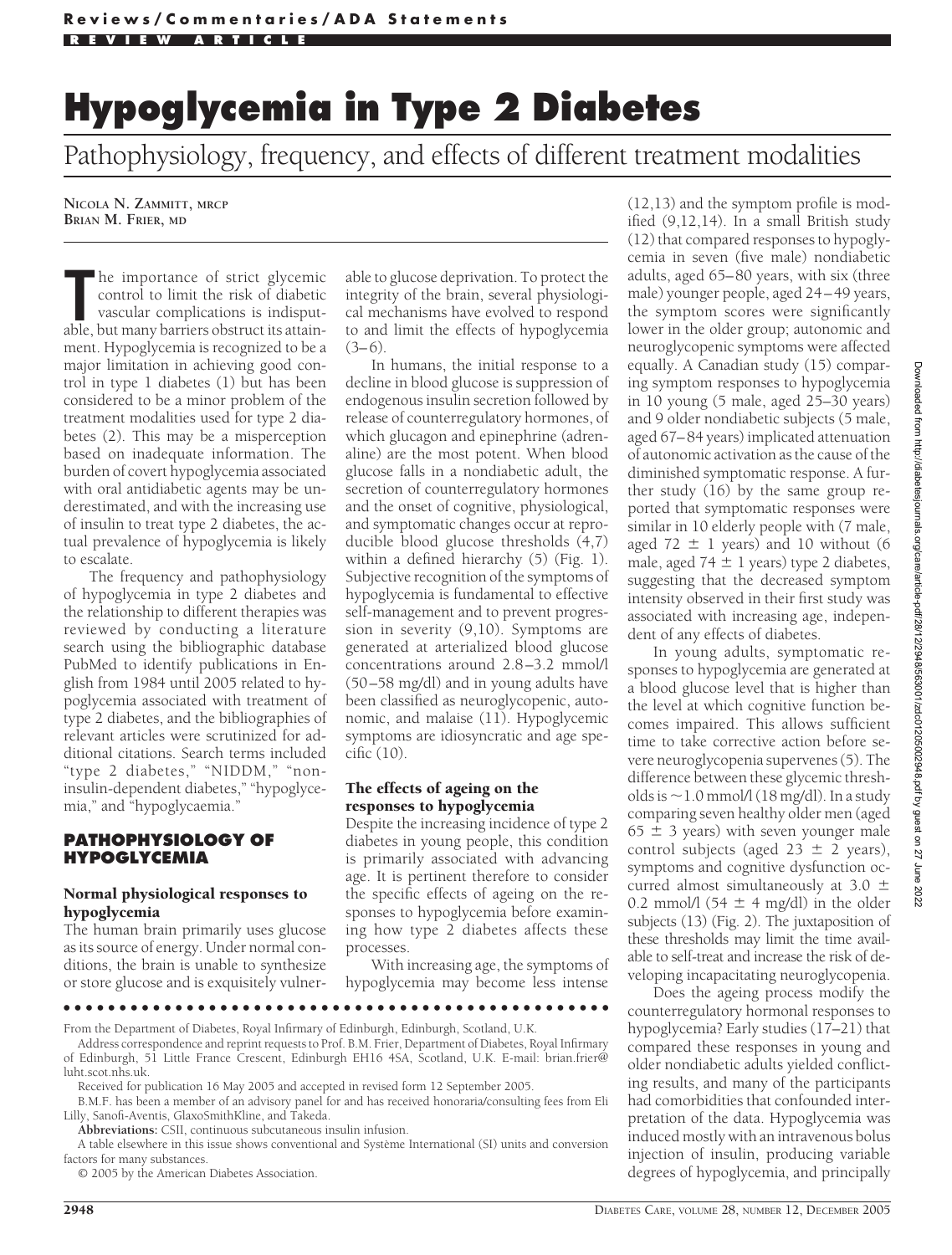# Hypoglycemia in Type 2 Diabetes

## Pathophysiology, frequency, and effects of different treatment modalities

**NICOLA N. ZAMMITT, MRCP**
**BRIAN M. FRIER, MD**

The importance of strict glycemic control to limit the risk of diabetic vascular complications is indisputable, but many barriers obstruct its attainment. Hypoglycemia is recognized to be a major limitation in achieving good control in type 1 diabetes (1) but has been considered to be a minor problem of the treatment modalities used for type 2 diabetes (2). This may be a misperception based on inadequate information. The burden of covert hypoglycemia associated with oral antidiabetic agents may be underestimated, and with the increasing use of insulin to treat type 2 diabetes, the actual prevalence of hypoglycemia is likely to escalate.

The frequency and pathophysiology of hypoglycemia in type 2 diabetes and the relationship to different therapies was reviewed by conducting a literature search using the bibliographic database PubMed to identify publications in English from 1984 until 2005 related to hypoglycemia associated with treatment of type 2 diabetes, and the bibliographies of relevant articles were scrutinized for additional citations. Search terms included "type 2 diabetes," "NIDDM," "non-insulin-dependent diabetes," "hypoglycemia," and "hypoglycaemia."

## PATHOPHYSIOLOGY OF HYPOGLYCEMIA

### Normal physiological responses to hypoglycemia

The human brain primarily uses glucose as its source of energy. Under normal conditions, the brain is unable to synthesize or store glucose and is exquisitely vulnerable to glucose deprivation. To protect the integrity of the brain, several physiological mechanisms have evolved to respond to and limit the effects of hypoglycemia (3–6).

In humans, the initial response to a decline in blood glucose is suppression of endogenous insulin secretion followed by release of counterregulatory hormones, of which glucagon and epinephrine (adrenaline) are the most potent. When blood glucose falls in a nondiabetic adult, the secretion of counterregulatory hormones and the onset of cognitive, physiological, and symptomatic changes occur at reproducible blood glucose thresholds (4,7) within a defined hierarchy (5) (Fig. 1). Subjective recognition of the symptoms of hypoglycemia is fundamental to effective self-management and to prevent progression in severity (9,10). Symptoms are generated at arterialized blood glucose concentrations around 2.8–3.2 mmol/l (50–58 mg/dl) and in young adults have been classified as neuroglycopenic, autonomic, and malaise (11). Hypoglycemic symptoms are idiosyncratic and age specific (10).

### The effects of ageing on the responses to hypoglycemia

Despite the increasing incidence of type 2 diabetes in young people, this condition is primarily associated with advancing age. It is pertinent therefore to consider the specific effects of ageing on the responses to hypoglycemia before examining how type 2 diabetes affects these processes.

With increasing age, the symptoms of hypoglycemia may become less intense (12,13) and the symptom profile is modified (9,12,14). In a small British study (12) that compared responses to hypoglycemia in seven (five male) nondiabetic adults, aged 65–80 years, with six (three male) younger people, aged 24–49 years, the symptom scores were significantly lower in the older group; autonomic and neuroglycopenic symptoms were affected equally. A Canadian study (15) comparing symptom responses to hypoglycemia in 10 young (5 male, aged 25–30 years) and 9 older nondiabetic subjects (5 male, aged 67–84 years) implicated attenuation of autonomic activation as the cause of the diminished symptomatic response. A further study (16) by the same group reported that symptomatic responses were similar in 10 elderly people with (7 male, aged 72 ± 1 years) and 10 without (6 male, aged 74 ± 1 years) type 2 diabetes, suggesting that the decreased symptom intensity observed in their first study was associated with increasing age, independent of any effects of diabetes.

In young adults, symptomatic responses to hypoglycemia are generated at a blood glucose level that is higher than the level at which cognitive function becomes impaired. This allows sufficient time to take corrective action before severe neuroglycopenia supervenes (5). The difference between these glycemic thresholds is ~1.0 mmol/l (18 mg/dl). In a study comparing seven healthy older men (aged 65 ± 3 years) with seven younger male control subjects (aged 23 ± 2 years), symptoms and cognitive dysfunction occurred almost simultaneously at 3.0 ± 0.2 mmol/l (54 ± 4 mg/dl) in the older subjects (13) (Fig. 2). The juxtaposition of these thresholds may limit the time available to self-treat and increase the risk of developing incapacitating neuroglycopenia.

Does the ageing process modify the counterregulatory hormonal responses to hypoglycemia? Early studies (17–21) that compared these responses in young and older nondiabetic adults yielded conflicting results, and many of the participants had comorbidities that confounded interpretation of the data. Hypoglycemia was induced mostly with an intravenous bolus injection of insulin, producing variable degrees of hypoglycemia, and principally

From the Department of Diabetes, Royal Infirmary of Edinburgh, Edinburgh, Scotland, U.K.

Address correspondence and reprint requests to Prof. B.M. Frier, Department of Diabetes, Royal Infirmary of Edinburgh, 51 Little France Crescent, Edinburgh EH16 4SA, Scotland, U.K. E-mail: brian.frier@luht.scot.nhs.uk.

Received for publication 16 May 2005 and accepted in revised form 12 September 2005.

B.M.F. has been a member of an advisory panel for and has received honoraria/consulting fees from Eli Lilly, Sanofi-Aventis, GlaxoSmithKline, and Takeda.

**Abbreviations:** CSII, continuous subcutaneous insulin infusion.

A table elsewhere in this issue shows conventional and Système International (SI) units and conversion factors for many substances.

© 2005 by the American Diabetes Association.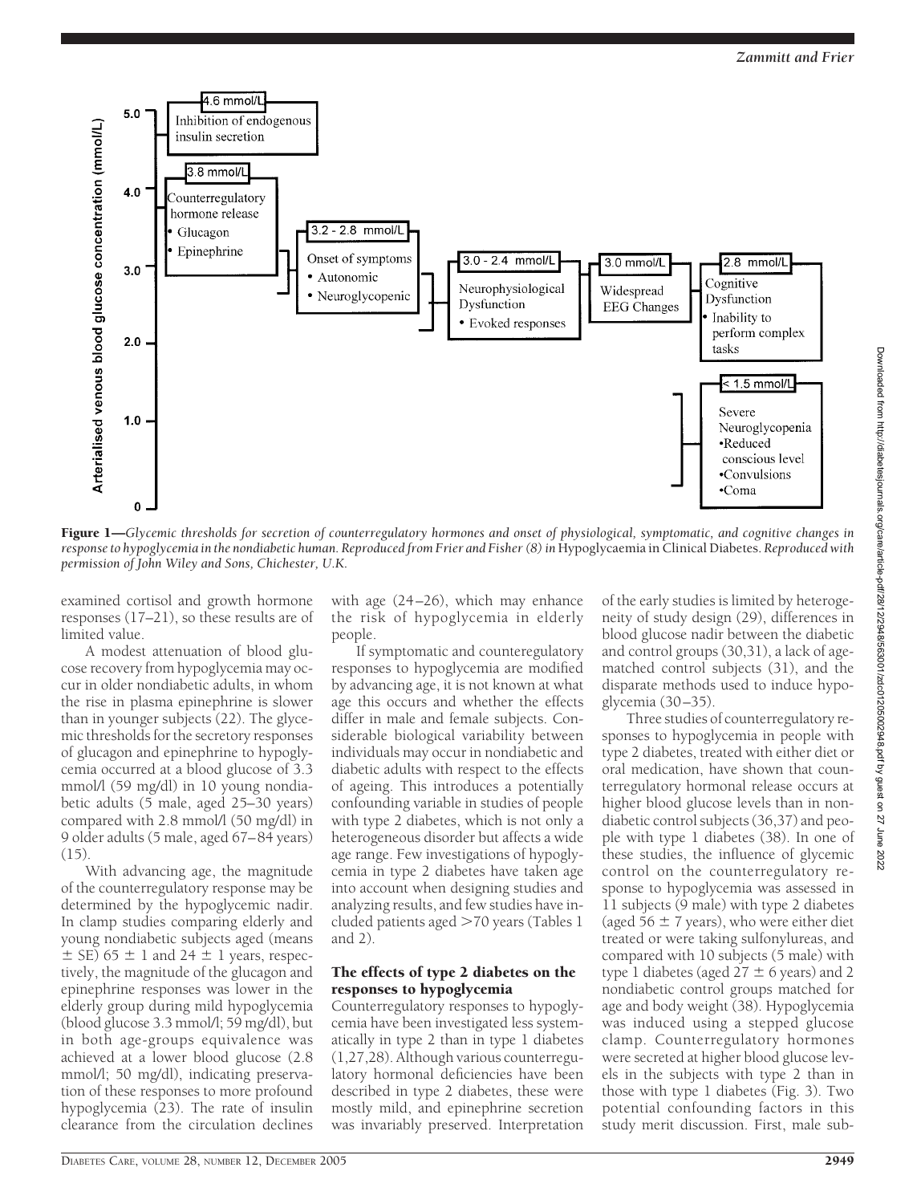**Figure 1**—*Glycemic thresholds for secretion of counterregulatory hormones and onset of physiological, symptomatic, and cognitive changes in response to hypoglycemia in the nondiabetic human. Reproduced from Frier and Fisher (8) in* Hypoglycaemia in Clinical Diabetes. *Reproduced with permission of John Wiley and Sons, Chichester, U.K.*

examined cortisol and growth hormone responses (17–21), so these results are of limited value.

A modest attenuation of blood glucose recovery from hypoglycemia may occur in older nondiabetic adults, in whom the rise in plasma epinephrine is slower than in younger subjects (22). The glycemic thresholds for the secretory responses of glucagon and epinephrine to hypoglycemia occurred at a blood glucose of 3.3 mmol/l (59 mg/dl) in 10 young nondiabetic adults (5 male, aged 25–30 years) compared with 2.8 mmol/l (50 mg/dl) in 9 older adults (5 male, aged 67–84 years) (15).

With advancing age, the magnitude of the counterregulatory response may be determined by the hypoglycemic nadir. In clamp studies comparing elderly and young nondiabetic subjects aged (means ± SE) 65 ± 1 and 24 ± 1 years, respectively, the magnitude of the glucagon and epinephrine responses was lower in the elderly group during mild hypoglycemia (blood glucose 3.3 mmol/l; 59 mg/dl), but in both age-groups equivalence was achieved at a lower blood glucose (2.8 mmol/l; 50 mg/dl), indicating preservation of these responses to more profound hypoglycemia (23). The rate of insulin clearance from the circulation declines with age (24–26), which may enhance the risk of hypoglycemia in elderly people.

If symptomatic and counteregulatory responses to hypoglycemia are modified by advancing age, it is not known at what age this occurs and whether the effects differ in male and female subjects. Considerable biological variability between individuals may occur in nondiabetic and diabetic adults with respect to the effects of ageing. This introduces a potentially confounding variable in studies of people with type 2 diabetes, which is not only a heterogeneous disorder but affects a wide age range. Few investigations of hypoglycemia in type 2 diabetes have taken age into account when designing studies and analyzing results, and few studies have included patients aged >70 years (Tables 1 and 2).

## The effects of type 2 diabetes on the responses to hypoglycemia

Counterregulatory responses to hypoglycemia have been investigated less systematically in type 2 than in type 1 diabetes (1,27,28). Although various counterregulatory hormonal deficiencies have been described in type 2 diabetes, these were mostly mild, and epinephrine secretion was invariably preserved. Interpretation of the early studies is limited by heterogeneity of study design (29), differences in blood glucose nadir between the diabetic and control groups (30,31), a lack of age-matched control subjects (31), and the disparate methods used to induce hypoglycemia (30–35).

Three studies of counterregulatory responses to hypoglycemia in people with type 2 diabetes, treated with either diet or oral medication, have shown that counterregulatory hormonal release occurs at higher blood glucose levels than in nondiabetic control subjects (36,37) and people with type 1 diabetes (38). In one of these studies, the influence of glycemic control on the counterregulatory response to hypoglycemia was assessed in 11 subjects (9 male) with type 2 diabetes (aged 56 ± 7 years), who were either diet treated or were taking sulfonylureas, and compared with 10 subjects (5 male) with type 1 diabetes (aged 27 ± 6 years) and 2 nondiabetic control groups matched for age and body weight (38). Hypoglycemia was induced using a stepped glucose clamp. Counterregulatory hormones were secreted at higher blood glucose levels in the subjects with type 2 than in those with type 1 diabetes (Fig. 3). Two potential confounding factors in this study merit discussion. First, male sub-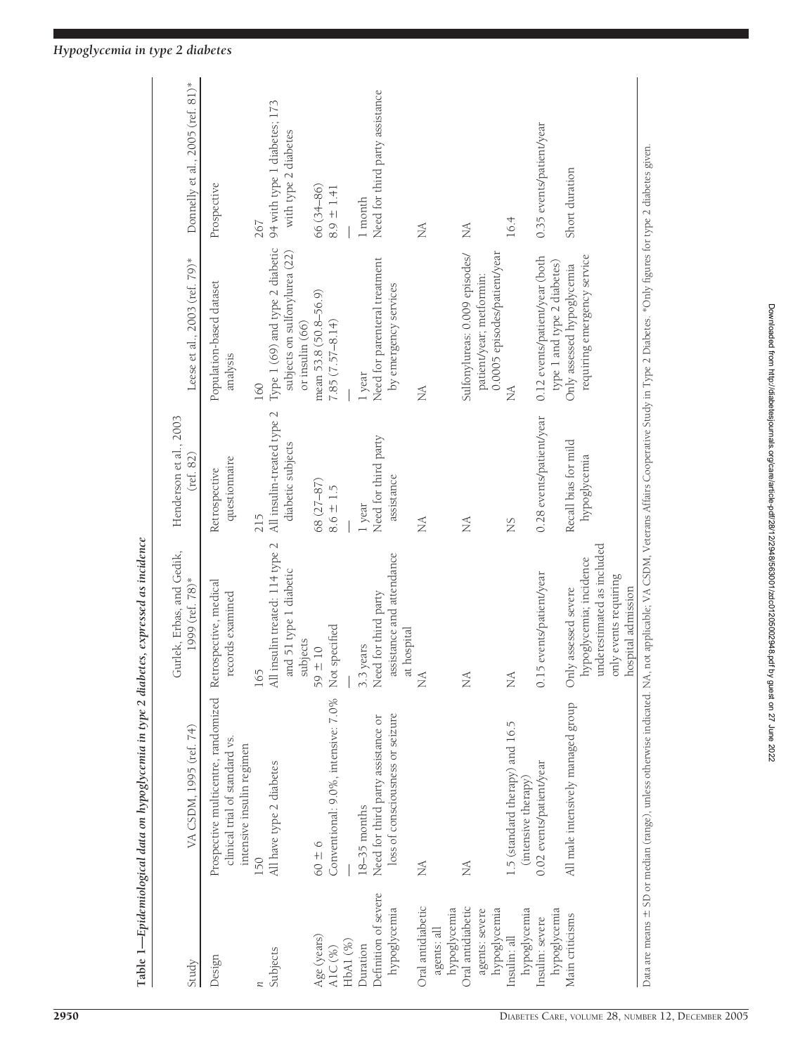**Table 1—Epidemiological data on hypoglycemia in type 2 diabetes, expressed as incidence**

| Study | VA CSDM, 1995 (ref. 74) | Gurlek, Erbas, and Gedik, 1999 (ref. 78)* | Henderson et al., 2003 (ref. 82) | Leese et al., 2003 (ref. 79)* | Donnelly et al., 2005 (ref. 81)* |
|---|---|---|---|---|---|
| Design | Prospective multicentre, randomized clinical trial of standard vs. intensive insulin regimen | Retrospective, medical records examined | Retrospective questionnaire | Population-based dataset analysis | Prospective |
| *n* | 150 | 165 | 215 | 160 | 267 |
| Subjects | All have type 2 diabetes | All insulin treated: 114 type 2 and 51 type 1 diabetic subjects | All insulin-treated type 2 diabetic subjects | Type 1 (69) and type 2 diabetic subjects on sulfonylurea (22) or insulin (66) | 94 with type 1 diabetes; 173 with type 2 diabetes |
| Age (years) | 60 ± 6 | 59 ± 10 | 68 (27–87) | mean 53.8 (50.8–56.9) | 66 (34–86) |
| A1C (%) | Conventional: 9.0%, intensive: 7.0% | Not specified | 8.6 ± 1.5 | 7.85 (7.57–8.14) | 8.9 ± 1.41 |
| HbA1 (%) | — | — | — | — | — |
| Duration | 18–35 months | 3.3 years | 1 year | 1 year | 1 month |
| Definition of severe hypoglycemia | Need for third party assistance or loss of consciousness or seizure | Need for third party assistance and attendance at hospital | Need for third party assistance | Need for parenteral treatment by emergency services | Need for third party assistance |
| Oral antidiabetic agents: all hypoglycemia | NA | NA | NA | NA | NA |
| Oral antidiabetic agents: severe hypoglycemia | NA | NA | NA | Sulfonylureas: 0.009 episodes/patient/year; metformin: 0.0005 episodes/patient/year | NA |
| Insulin: all hypoglycemia | 1.5 (standard therapy) and 16.5 (intensive therapy) | NA | NS | NA | 16.4 |
| Insulin: severe hypoglycemia | 0.02 events/patient/year | 0.15 events/patient/year | 0.28 events/patient/year | 0.12 events/patient/year (both type 1 and type 2 diabetes) | 0.35 events/patient/year |
| Main criticisms | All male intensively managed group | Only assessed severe hypoglycemia; incidence underestimated as included only events requiring hospital admission | Recall bias for mild hypoglycemia | Only assessed hypoglycemia requiring emergency service | Short duration |

Data are means ± SD or median (range), unless otherwise indicated. NA, not applicable; VA CSDM, Veterans Affairs Cooperative Study in Type 2 Diabetes. *Only figures for type 2 diabetes given.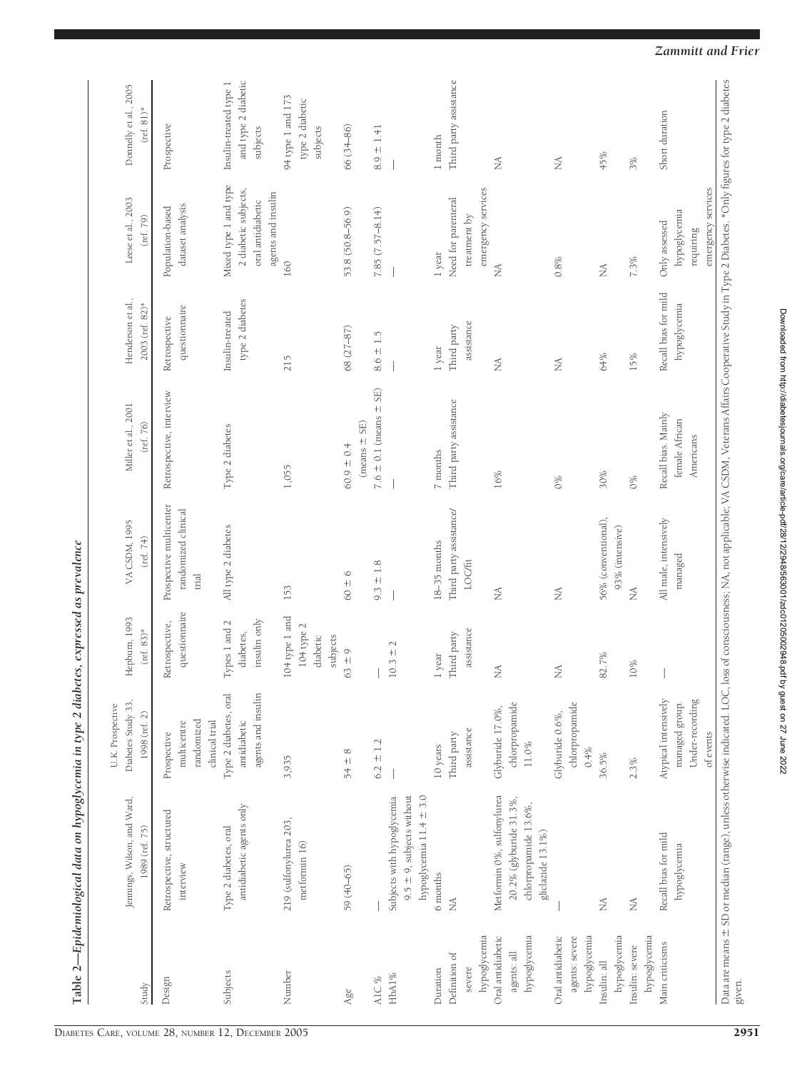**Table 2—Epidemiological data on hypoglycemia in type 2 diabetes, expressed as prevalence**

| Study | Jennings, Wilson, and Ward, 1989 (ref. 75) | U.K. Prospective Diabetes Study 33, 1998 (ref. 2) | Hepburn, 1993 (ref. 83)* | VA CSDM, 1995 (ref. 74) | Miller et al., 2001 (ref. 76) | Henderson et al., 2003 (ref. 82)* | Leese et al., 2003 (ref. 79) | Donnelly et al., 2005 (ref. 81)* |
|---|---|---|---|---|---|---|---|---|
| Design | Retrospective, structured interview | Prospective multicentre randomized clinical trial | Retrospective, questionnaire | Prospective multicenter randomized clinical trial | Retrospective, interview | Retrospective questionnaire | Population-based dataset analysis | Prospective |
| Subjects | Type 2 diabetes, oral antidiabetic agents only | Type 2 diabetes, oral antidiabetic agents and insulin | Types 1 and 2 diabetes, insulin only | All type 2 diabetes | Type 2 diabetes | Insulin-treated type 2 diabetes | Mixed type 1 and type 2 diabetic subjects, oral antidiabetic agents and insulin | Insulin-treated type 1 and type 2 diabetic subjects |
| Number | 219 (sulfonylurea 203, metformin 16) | 3,935 | 104 type 1 and 104 type 2 diabetic subjects | 153 | 1,055 | 215 | 160 | 94 type 1 and 173 type 2 diabetic subjects |
| Age | 59 (40–65) | 54 ± 8 | 63 ± 9 | 60 ± 6 | 60.9 ± 0.4 (means ± SE) | 68 (27–87) | 53.8 (50.8–56.9) | 66 (34–86) |
| A1C % | — | 6.2 ± 1.2 | — | 9.3 ± 1.8 | 7.6 ± 0.1 (means ± SE) | 8.6 ± 1.5 | 7.85 (7.57–8.14) | 8.9 ± 1.41 |
| HbA1% | Subjects with hypoglycemia 9.5 ± 9, subjects without hypoglycemia 11.4 ± 3.0 | — | 10.3 ± 2 | — | — | — | — | — |
| Duration | 6 months | 10 years | 1 year | 18–35 months | 7 months | 1 year | 1 year | 1 month |
| Definition of severe hypoglycemia | NA | Third party assistance | Third party assistance | Third party assistance/LOC/fit | Third party assistance | Third party assistance | Need for parenteral treatment by emergency services | Third party assistance |
| Oral antidiabetic agents: all hypoglycemia | Metformin 0%, sulfonylurea 20.2% (glyburide 31.3%, chlorpropamide 13.6%, gliclazide 13.1%) | Glyburide 17.0%, chlorpropamide 11.0% | NA | NA | 16% | NA | NA | NA |
| Oral antidiabetic agents: severe hypoglycemia | — | Glyburide 0.6%, chlorpropamide 0.4% | NA | NA | 0% | NA | 0.8% | NA |
| Insulin: all hypoglycemia | NA | 36.5% | 82.7% | 56% (conventional), 93% (intensive) | 30% | 64% | NA | 45% |
| Insulin: severe hypoglycemia | NA | 2.3% | 10% | NA | 0% | 15% | 7.3% | 3% |
| Main criticisms | Recall bias for mild hypoglycemia | Atypical intensively managed group. Under-recording of events | — | All male, intensively managed | Recall bias. Mainly female African Americans | Recall bias for mild hypoglycemia | Only assessed hypoglycemia requiring emergency services | Short duration |

Data are means ± SD or median (range), unless otherwise indicated. LOC, loss of consciousness; NA, not applicable; VA CSDM, Veterans Affairs Cooperative Study in Type 2 Diabetes. *Only figures for type 2 diabetes given.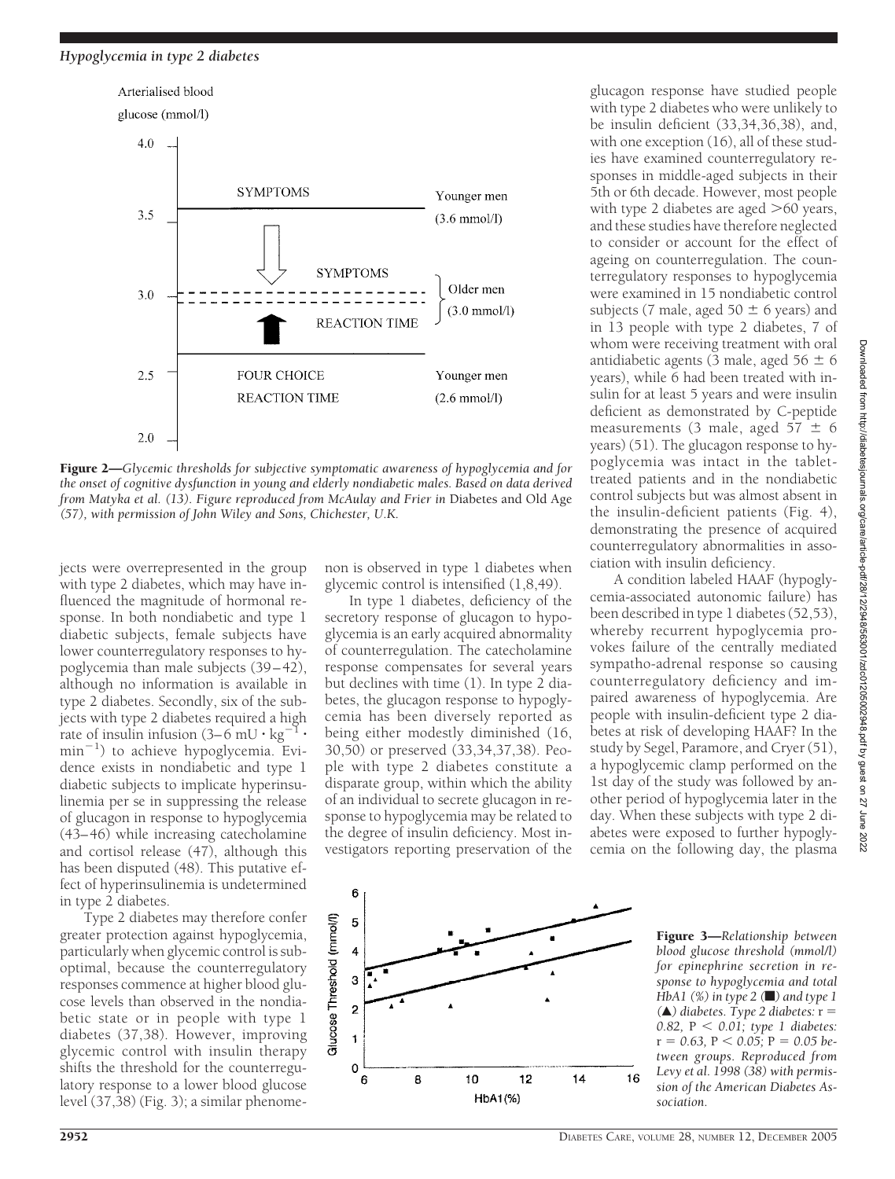Figure 2—*Glycemic thresholds for subjective symptomatic awareness of hypoglycemia and for the onset of cognitive dysfunction in young and elderly nondiabetic males. Based on data derived from Matyka et al. (13). Figure reproduced from McAulay and Frier in* Diabetes and Old Age *(57), with permission of John Wiley and Sons, Chichester, U.K.*

jects were overrepresented in the group with type 2 diabetes, which may have influenced the magnitude of hormonal response. In both nondiabetic and type 1 diabetic subjects, female subjects have lower counterregulatory responses to hypoglycemia than male subjects (39–42), although no information is available in type 2 diabetes. Secondly, six of the subjects with type 2 diabetes required a high rate of insulin infusion (3–6 mU $\cdot$ kg$^{-1}$ $\cdot$ min$^{-1}$) to achieve hypoglycemia. Evidence exists in nondiabetic and type 1 diabetic subjects to implicate hyperinsulinemia per se in suppressing the release of glucagon in response to hypoglycemia (43–46) while increasing catecholamine and cortisol release (47), although this has been disputed (48). This putative effect of hyperinsulinemia is undetermined in type 2 diabetes.

Type 2 diabetes may therefore confer greater protection against hypoglycemia, particularly when glycemic control is suboptimal, because the counterregulatory responses commence at higher blood glucose levels than observed in the nondiabetic state or in people with type 1 diabetes (37,38). However, improving glycemic control with insulin therapy shifts the threshold for the counterregulatory response to a lower blood glucose level (37,38) (Fig. 3); a similar phenomenon is observed in type 1 diabetes when glycemic control is intensified (1,8,49).

In type 1 diabetes, deficiency of the secretory response of glucagon to hypoglycemia is an early acquired abnormality of counterregulation. The catecholamine response compensates for several years but declines with time (1). In type 2 diabetes, the glucagon response to hypoglycemia has been diversely reported as being either modestly diminished (16, 30,50) or preserved (33,34,37,38). People with type 2 diabetes constitute a disparate group, within which the ability of an individual to secrete glucagon in response to hypoglycemia may be related to the degree of insulin deficiency. Most investigators reporting preservation of the glucagon response have studied people with type 2 diabetes who were unlikely to be insulin deficient (33,34,36,38), and, with one exception (16), all of these studies have examined counterregulatory responses in middle-aged subjects in their 5th or 6th decade. However, most people with type 2 diabetes are aged >60 years, and these studies have therefore neglected to consider or account for the effect of ageing on counterregulation. The counterregulatory responses to hypoglycemia were examined in 15 nondiabetic control subjects (7 male, aged 50 ± 6 years) and in 13 people with type 2 diabetes, 7 of whom were receiving treatment with oral antidiabetic agents (3 male, aged 56 ± 6 years), while 6 had been treated with insulin for at least 5 years and were insulin deficient as demonstrated by C-peptide measurements (3 male, aged 57 ± 6 years) (51). The glucagon response to hypoglycemia was intact in the tablet-treated patients and in the nondiabetic control subjects but was almost absent in the insulin-deficient patients (Fig. 4), demonstrating the presence of acquired counterregulatory abnormalities in association with insulin deficiency.

A condition labeled HAAF (hypoglycemia-associated autonomic failure) has been described in type 1 diabetes (52,53), whereby recurrent hypoglycemia provokes failure of the centrally mediated sympatho-adrenal response so causing counterregulatory deficiency and impaired awareness of hypoglycemia. Are people with insulin-deficient type 2 diabetes at risk of developing HAAF? In the study by Segel, Paramore, and Cryer (51), a hypoglycemic clamp performed on the 1st day of the study was followed by another period of hypoglycemia later in the day. When these subjects with type 2 diabetes were exposed to further hypoglycemia on the following day, the plasma

Figure 3—*Relationship between blood glucose threshold (mmol/l) for epinephrine secretion in response to hypoglycemia and total HbA1 (%) in type 2 (■) and type 1 (▲) diabetes. Type 2 diabetes:* $r = 0.82$, $P < 0.01$; *type 1 diabetes:* $r = 0.63$, $P < 0.05$; $P = 0.05$ *between groups. Reproduced from Levy et al. 1998 (38) with permission of the American Diabetes Association.*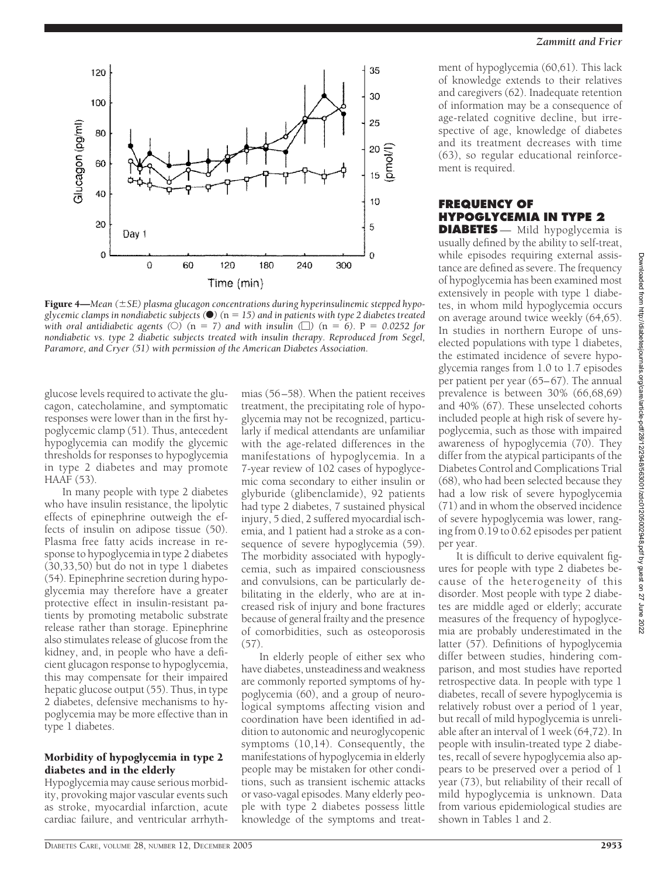**Figure 4**—*Mean (±SE) plasma glucagon concentrations during hyperinsulinemic stepped hypoglycemic clamps in nondiabetic subjects (●) (n = 15) and in patients with type 2 diabetes treated with oral antidiabetic agents (○) (n = 7) and with insulin (□) (n = 6). P = 0.0252 for nondiabetic vs. type 2 diabetic subjects treated with insulin therapy. Reproduced from Segel, Paramore, and Cryer (51) with permission of the American Diabetes Association.*

glucose levels required to activate the glucagon, catecholamine, and symptomatic responses were lower than in the first hypoglycemic clamp (51). Thus, antecedent hypoglycemia can modify the glycemic thresholds for responses to hypoglycemia in type 2 diabetes and may promote HAAF (53).

In many people with type 2 diabetes who have insulin resistance, the lipolytic effects of epinephrine outweigh the effects of insulin on adipose tissue (50). Plasma free fatty acids increase in response to hypoglycemia in type 2 diabetes (30,33,50) but do not in type 1 diabetes (54). Epinephrine secretion during hypoglycemia may therefore have a greater protective effect in insulin-resistant patients by promoting metabolic substrate release rather than storage. Epinephrine also stimulates release of glucose from the kidney, and, in people who have a deficient glucagon response to hypoglycemia, this may compensate for their impaired hepatic glucose output (55). Thus, in type 2 diabetes, defensive mechanisms to hypoglycemia may be more effective than in type 1 diabetes.

### Morbidity of hypoglycemia in type 2 diabetes and in the elderly

Hypoglycemia may cause serious morbidity, provoking major vascular events such as stroke, myocardial infarction, acute cardiac failure, and ventricular arrhythmias (56–58). When the patient receives treatment, the precipitating role of hypoglycemia may not be recognized, particularly if medical attendants are unfamiliar with the age-related differences in the manifestations of hypoglycemia. In a 7-year review of 102 cases of hypoglycemic coma secondary to either insulin or glyburide (glibenclamide), 92 patients had type 2 diabetes, 7 sustained physical injury, 5 died, 2 suffered myocardial ischemia, and 1 patient had a stroke as a consequence of severe hypoglycemia (59). The morbidity associated with hypoglycemia, such as impaired consciousness and convulsions, can be particularly debilitating in the elderly, who are at increased risk of injury and bone fractures because of general frailty and the presence of comorbidities, such as osteoporosis (57).

In elderly people of either sex who have diabetes, unsteadiness and weakness are commonly reported symptoms of hypoglycemia (60), and a group of neurological symptoms affecting vision and coordination have been identified in addition to autonomic and neuroglycopenic symptoms (10,14). Consequently, the manifestations of hypoglycemia in elderly people may be mistaken for other conditions, such as transient ischemic attacks or vaso-vagal episodes. Many elderly people with type 2 diabetes possess little knowledge of the symptoms and treatment of hypoglycemia (60,61). This lack of knowledge extends to their relatives and caregivers (62). Inadequate retention of information may be a consequence of age-related cognitive decline, but irrespective of age, knowledge of diabetes and its treatment decreases with time (63), so regular educational reinforcement is required.

## FREQUENCY OF HYPOGLYCEMIA IN TYPE 2 DIABETES

Mild hypoglycemia is usually defined by the ability to self-treat, while episodes requiring external assistance are defined as severe. The frequency of hypoglycemia has been examined most extensively in people with type 1 diabetes, in whom mild hypoglycemia occurs on average around twice weekly (64,65). In studies in northern Europe of unselected populations with type 1 diabetes, the estimated incidence of severe hypoglycemia ranges from 1.0 to 1.7 episodes per patient per year (65–67). The annual prevalence is between 30% (66,68,69) and 40% (67). These unselected cohorts included people at high risk of severe hypoglycemia, such as those with impaired awareness of hypoglycemia (70). They differ from the atypical participants of the Diabetes Control and Complications Trial (68), who had been selected because they had a low risk of severe hypoglycemia (71) and in whom the observed incidence of severe hypoglycemia was lower, ranging from 0.19 to 0.62 episodes per patient per year.

It is difficult to derive equivalent figures for people with type 2 diabetes because of the heterogeneity of this disorder. Most people with type 2 diabetes are middle aged or elderly; accurate measures of the frequency of hypoglycemia are probably underestimated in the latter (57). Definitions of hypoglycemia differ between studies, hindering comparison, and most studies have reported retrospective data. In people with type 1 diabetes, recall of severe hypoglycemia is relatively robust over a period of 1 year, but recall of mild hypoglycemia is unreliable after an interval of 1 week (64,72). In people with insulin-treated type 2 diabetes, recall of severe hypoglycemia also appears to be preserved over a period of 1 year (73), but reliability of their recall of mild hypoglycemia is unknown. Data from various epidemiological studies are shown in Tables 1 and 2.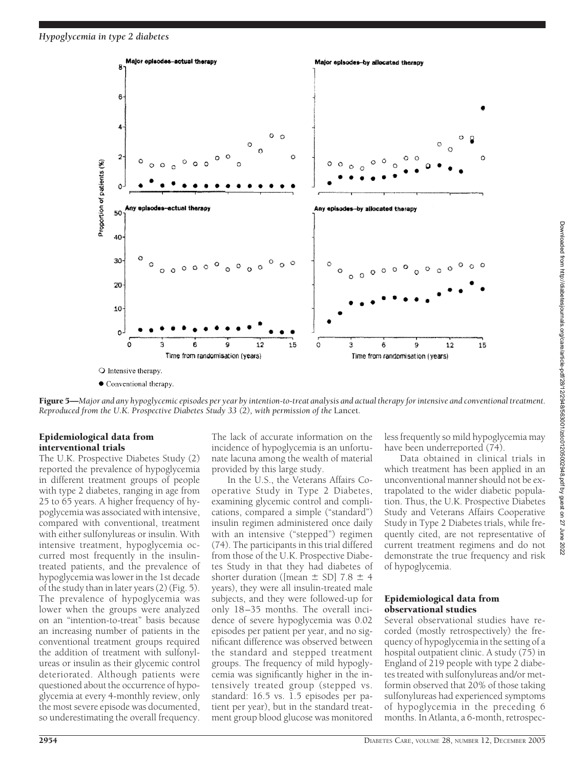Figure 5—*Major and any hypoglycemic episodes per year by intention-to-treat analysis and actual therapy for intensive and conventional treatment. Reproduced from the U.K. Prospective Diabetes Study 33 (2), with permission of the* Lancet.

### Epidemiological data from interventional trials

The U.K. Prospective Diabetes Study (2) reported the prevalence of hypoglycemia in different treatment groups of people with type 2 diabetes, ranging in age from 25 to 65 years. A higher frequency of hypoglycemia was associated with intensive, compared with conventional, treatment with either sulfonylureas or insulin. With intensive treatment, hypoglycemia occurred most frequently in the insulin-treated patients, and the prevalence of hypoglycemia was lower in the 1st decade of the study than in later years (2) (Fig. 5). The prevalence of hypoglycemia was lower when the groups were analyzed on an "intention-to-treat" basis because an increasing number of patients in the conventional treatment groups required the addition of treatment with sulfonylureas or insulin as their glycemic control deteriorated. Although patients were questioned about the occurrence of hypoglycemia at every 4-monthly review, only the most severe episode was documented, so underestimating the overall frequency. The lack of accurate information on the incidence of hypoglycemia is an unfortunate lacuna among the wealth of material provided by this large study.

In the U.S., the Veterans Affairs Cooperative Study in Type 2 Diabetes, examining glycemic control and complications, compared a simple ("standard") insulin regimen administered once daily with an intensive ("stepped") regimen (74). The participants in this trial differed from those of the U.K. Prospective Diabetes Study in that they had diabetes of shorter duration ([mean ± SD] 7.8 ± 4 years), they were all insulin-treated male subjects, and they were followed-up for only 18–35 months. The overall incidence of severe hypoglycemia was 0.02 episodes per patient per year, and no significant difference was observed between the standard and stepped treatment groups. The frequency of mild hypoglycemia was significantly higher in the intensively treated group (stepped vs. standard: 16.5 vs. 1.5 episodes per patient per year), but in the standard treatment group blood glucose was monitored less frequently so mild hypoglycemia may have been underreported (74).

Data obtained in clinical trials in which treatment has been applied in an unconventional manner should not be extrapolated to the wider diabetic population. Thus, the U.K. Prospective Diabetes Study and Veterans Affairs Cooperative Study in Type 2 Diabetes trials, while frequently cited, are not representative of current treatment regimens and do not demonstrate the true frequency and risk of hypoglycemia.

### Epidemiological data from observational studies

Several observational studies have recorded (mostly retrospectively) the frequency of hypoglycemia in the setting of a hospital outpatient clinic. A study (75) in England of 219 people with type 2 diabetes treated with sulfonylureas and/or metformin observed that 20% of those taking sulfonylureas had experienced symptoms of hypoglycemia in the preceding 6 months. In Atlanta, a 6-month, retrospec-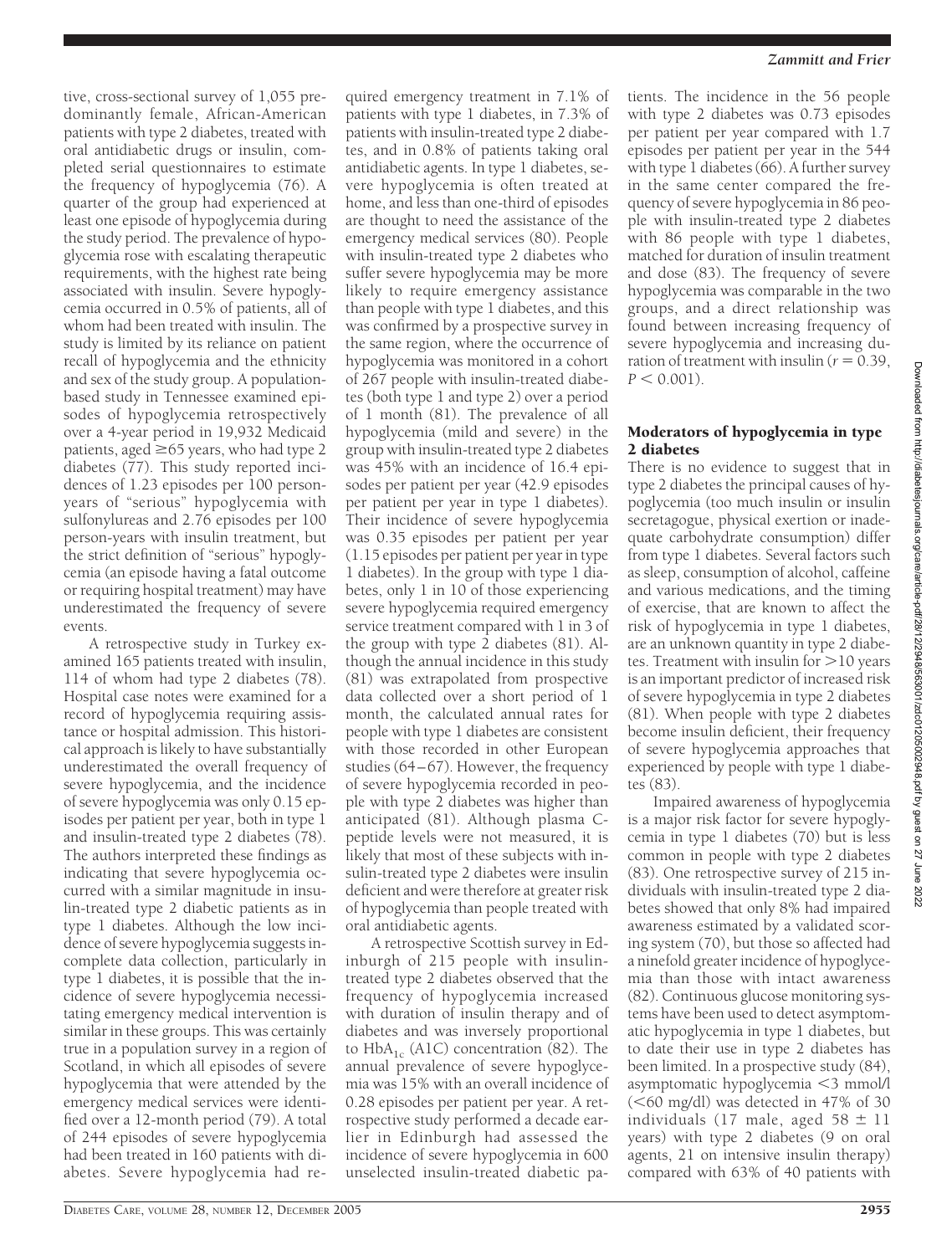tive, cross-sectional survey of 1,055 predominantly female, African-American patients with type 2 diabetes, treated with oral antidiabetic drugs or insulin, completed serial questionnaires to estimate the frequency of hypoglycemia (76). A quarter of the group had experienced at least one episode of hypoglycemia during the study period. The prevalence of hypoglycemia rose with escalating therapeutic requirements, with the highest rate being associated with insulin. Severe hypoglycemia occurred in 0.5% of patients, all of whom had been treated with insulin. The study is limited by its reliance on patient recall of hypoglycemia and the ethnicity and sex of the study group. A population-based study in Tennessee examined episodes of hypoglycemia retrospectively over a 4-year period in 19,932 Medicaid patients, aged ≥65 years, who had type 2 diabetes (77). This study reported incidences of 1.23 episodes per 100 person-years of "serious" hypoglycemia with sulfonylureas and 2.76 episodes per 100 person-years with insulin treatment, but the strict definition of "serious" hypoglycemia (an episode having a fatal outcome or requiring hospital treatment) may have underestimated the frequency of severe events.

A retrospective study in Turkey examined 165 patients treated with insulin, 114 of whom had type 2 diabetes (78). Hospital case notes were examined for a record of hypoglycemia requiring assistance or hospital admission. This historical approach is likely to have substantially underestimated the overall frequency of severe hypoglycemia, and the incidence of severe hypoglycemia was only 0.15 episodes per patient per year, both in type 1 and insulin-treated type 2 diabetes (78). The authors interpreted these findings as indicating that severe hypoglycemia occurred with a similar magnitude in insulin-treated type 2 diabetic patients as in type 1 diabetes. Although the low incidence of severe hypoglycemia suggests incomplete data collection, particularly in type 1 diabetes, it is possible that the incidence of severe hypoglycemia necessitating emergency medical intervention is similar in these groups. This was certainly true in a population survey in a region of Scotland, in which all episodes of severe hypoglycemia that were attended by the emergency medical services were identified over a 12-month period (79). A total of 244 episodes of severe hypoglycemia had been treated in 160 patients with diabetes. Severe hypoglycemia had required emergency treatment in 7.1% of patients with type 1 diabetes, in 7.3% of patients with insulin-treated type 2 diabetes, and in 0.8% of patients taking oral antidiabetic agents. In type 1 diabetes, severe hypoglycemia is often treated at home, and less than one-third of episodes are thought to need the assistance of the emergency medical services (80). People with insulin-treated type 2 diabetes who suffer severe hypoglycemia may be more likely to require emergency assistance than people with type 1 diabetes, and this was confirmed by a prospective survey in the same region, where the occurrence of hypoglycemia was monitored in a cohort of 267 people with insulin-treated diabetes (both type 1 and type 2) over a period of 1 month (81). The prevalence of all hypoglycemia (mild and severe) in the group with insulin-treated type 2 diabetes was 45% with an incidence of 16.4 episodes per patient per year (42.9 episodes per patient per year in type 1 diabetes). Their incidence of severe hypoglycemia was 0.35 episodes per patient per year (1.15 episodes per patient per year in type 1 diabetes). In the group with type 1 diabetes, only 1 in 10 of those experiencing severe hypoglycemia required emergency service treatment compared with 1 in 3 of the group with type 2 diabetes (81). Although the annual incidence in this study (81) was extrapolated from prospective data collected over a short period of 1 month, the calculated annual rates for people with type 1 diabetes are consistent with those recorded in other European studies (64–67). However, the frequency of severe hypoglycemia recorded in people with type 2 diabetes was higher than anticipated (81). Although plasma C-peptide levels were not measured, it is likely that most of these subjects with insulin-treated type 2 diabetes were insulin deficient and were therefore at greater risk of hypoglycemia than people treated with oral antidiabetic agents.

A retrospective Scottish survey in Edinburgh of 215 people with insulin-treated type 2 diabetes observed that the frequency of hypoglycemia increased with duration of insulin therapy and of diabetes and was inversely proportional to $HbA_{1c}$ (A1C) concentration (82). The annual prevalence of severe hypoglycemia was 15% with an overall incidence of 0.28 episodes per patient per year. A retrospective study performed a decade earlier in Edinburgh had assessed the incidence of severe hypoglycemia in 600 unselected insulin-treated diabetic patients. The incidence in the 56 people with type 2 diabetes was 0.73 episodes per patient per year compared with 1.7 episodes per patient per year in the 544 with type 1 diabetes (66). A further survey in the same center compared the frequency of severe hypoglycemia in 86 people with insulin-treated type 2 diabetes with 86 people with type 1 diabetes, matched for duration of insulin treatment and dose (83). The frequency of severe hypoglycemia was comparable in the two groups, and a direct relationship was found between increasing frequency of severe hypoglycemia and increasing duration of treatment with insulin ($r = 0.39$, $P < 0.001$).

### Moderators of hypoglycemia in type 2 diabetes

There is no evidence to suggest that in type 2 diabetes the principal causes of hypoglycemia (too much insulin or insulin secretagogue, physical exertion or inadequate carbohydrate consumption) differ from type 1 diabetes. Several factors such as sleep, consumption of alcohol, caffeine and various medications, and the timing of exercise, that are known to affect the risk of hypoglycemia in type 1 diabetes, are an unknown quantity in type 2 diabetes. Treatment with insulin for >10 years is an important predictor of increased risk of severe hypoglycemia in type 2 diabetes (81). When people with type 2 diabetes become insulin deficient, their frequency of severe hypoglycemia approaches that experienced by people with type 1 diabetes (83).

Impaired awareness of hypoglycemia is a major risk factor for severe hypoglycemia in type 1 diabetes (70) but is less common in people with type 2 diabetes (83). One retrospective survey of 215 individuals with insulin-treated type 2 diabetes showed that only 8% had impaired awareness estimated by a validated scoring system (70), but those so affected had a ninefold greater incidence of hypoglycemia than those with intact awareness (82). Continuous glucose monitoring systems have been used to detect asymptomatic hypoglycemia in type 1 diabetes, but to date their use in type 2 diabetes has been limited. In a prospective study (84), asymptomatic hypoglycemia <3 mmol/l (<60 mg/dl) was detected in 47% of 30 individuals (17 male, aged 58 ± 11 years) with type 2 diabetes (9 on oral agents, 21 on intensive insulin therapy) compared with 63% of 40 patients with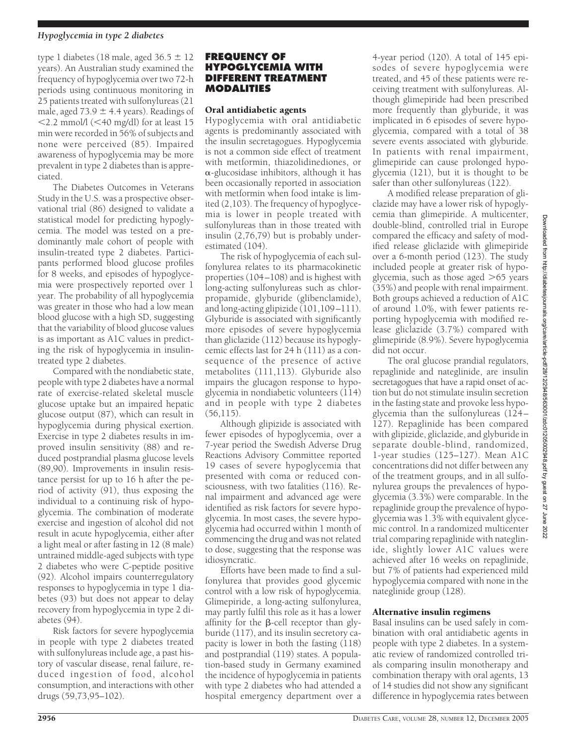type 1 diabetes (18 male, aged 36.5 ± 12 years). An Australian study examined the frequency of hypoglycemia over two 72-h periods using continuous monitoring in 25 patients treated with sulfonylureas (21 male, aged 73.9 ± 4.4 years). Readings of <2.2 mmol/l (<40 mg/dl) for at least 15 min were recorded in 56% of subjects and none were perceived (85). Impaired awareness of hypoglycemia may be more prevalent in type 2 diabetes than is appreciated.

The Diabetes Outcomes in Veterans Study in the U.S. was a prospective observational trial (86) designed to validate a statistical model for predicting hypoglycemia. The model was tested on a predominantly male cohort of people with insulin-treated type 2 diabetes. Participants performed blood glucose profiles for 8 weeks, and episodes of hypoglycemia were prospectively reported over 1 year. The probability of all hypoglycemia was greater in those who had a low mean blood glucose with a high SD, suggesting that the variability of blood glucose values is as important as A1C values in predicting the risk of hypoglycemia in insulin-treated type 2 diabetes.

Compared with the nondiabetic state, people with type 2 diabetes have a normal rate of exercise-related skeletal muscle glucose uptake but an impaired hepatic glucose output (87), which can result in hypoglycemia during physical exertion. Exercise in type 2 diabetes results in improved insulin sensitivity (88) and reduced postprandial plasma glucose levels (89,90). Improvements in insulin resistance persist for up to 16 h after the period of activity (91), thus exposing the individual to a continuing risk of hypoglycemia. The combination of moderate exercise and ingestion of alcohol did not result in acute hypoglycemia, either after a light meal or after fasting in 12 (8 male) untrained middle-aged subjects with type 2 diabetes who were C-peptide positive (92). Alcohol impairs counterregulatory responses to hypoglycemia in type 1 diabetes (93) but does not appear to delay recovery from hypoglycemia in type 2 diabetes (94).

Risk factors for severe hypoglycemia in people with type 2 diabetes treated with sulfonylureas include age, a past history of vascular disease, renal failure, reduced ingestion of food, alcohol consumption, and interactions with other drugs (59,73,95–102).

## FREQUENCY OF HYPOGLYCEMIA WITH DIFFERENT TREATMENT MODALITIES

### Oral antidiabetic agents

Hypoglycemia with oral antidiabetic agents is predominantly associated with the insulin secretagogues. Hypoglycemia is not a common side effect of treatment with metformin, thiazolidinediones, or $\alpha$-glucosidase inhibitors, although it has been occasionally reported in association with metformin when food intake is limited (2,103). The frequency of hypoglycemia is lower in people treated with sulfonylureas than in those treated with insulin (2,76,79) but is probably underestimated (104).

The risk of hypoglycemia of each sulfonylurea relates to its pharmacokinetic properties (104–108) and is highest with long-acting sulfonylureas such as chlorpropamide, glyburide (glibenclamide), and long-acting glipizide (101,109–111). Glyburide is associated with significantly more episodes of severe hypoglycemia than gliclazide (112) because its hypoglycemic effects last for 24 h (111) as a consequence of the presence of active metabolites (111,113). Glyburide also impairs the glucagon response to hypoglycemia in nondiabetic volunteers (114) and in people with type 2 diabetes (56,115).

Although glipizide is associated with fewer episodes of hypoglycemia, over a 7-year period the Swedish Adverse Drug Reactions Advisory Committee reported 19 cases of severe hypoglycemia that presented with coma or reduced consciousness, with two fatalities (116). Renal impairment and advanced age were identified as risk factors for severe hypoglycemia. In most cases, the severe hypoglycemia had occurred within 1 month of commencing the drug and was not related to dose, suggesting that the response was idiosyncratic.

Efforts have been made to find a sulfonylurea that provides good glycemic control with a low risk of hypoglycemia. Glimepiride, a long-acting sulfonylurea, may partly fulfil this role as it has a lower affinity for the $\beta$-cell receptor than glyburide (117), and its insulin secretory capacity is lower in both the fasting (118) and postprandial (119) states. A population-based study in Germany examined the incidence of hypoglycemia in patients with type 2 diabetes who had attended a hospital emergency department over a 4-year period (120). A total of 145 episodes of severe hypoglycemia were treated, and 45 of these patients were receiving treatment with sulfonylureas. Although glimepiride had been prescribed more frequently than glyburide, it was implicated in 6 episodes of severe hypoglycemia, compared with a total of 38 severe events associated with glyburide. In patients with renal impairment, glimepiride can cause prolonged hypoglycemia (121), but it is thought to be safer than other sulfonylureas (122).

A modified release preparation of gliclazide may have a lower risk of hypoglycemia than glimepiride. A multicenter, double-blind, controlled trial in Europe compared the efficacy and safety of modified release gliclazide with glimepiride over a 6-month period (123). The study included people at greater risk of hypoglycemia, such as those aged >65 years (35%) and people with renal impairment. Both groups achieved a reduction of A1C of around 1.0%, with fewer patients reporting hypoglycemia with modified release gliclazide (3.7%) compared with glimepiride (8.9%). Severe hypoglycemia did not occur.

The oral glucose prandial regulators, repaglinide and nateglinide, are insulin secretagogues that have a rapid onset of action but do not stimulate insulin secretion in the fasting state and provoke less hypoglycemia than the sulfonylureas (124–127). Repaglinide has been compared with glipizide, gliclazide, and glyburide in separate double-blind, randomized, 1-year studies (125–127). Mean A1C concentrations did not differ between any of the treatment groups, and in all sulfonylurea groups the prevalences of hypoglycemia (3.3%) were comparable. In the repaglinide group the prevalence of hypoglycemia was 1.3% with equivalent glycemic control. In a randomized multicenter trial comparing repaglinide with nateglinide, slightly lower A1C values were achieved after 16 weeks on repaglinide, but 7% of patients had experienced mild hypoglycemia compared with none in the nateglinide group (128).

### Alternative insulin regimens

Basal insulins can be used safely in combination with oral antidiabetic agents in people with type 2 diabetes. In a systematic review of randomized controlled trials comparing insulin monotherapy and combination therapy with oral agents, 13 of 14 studies did not show any significant difference in hypoglycemia rates between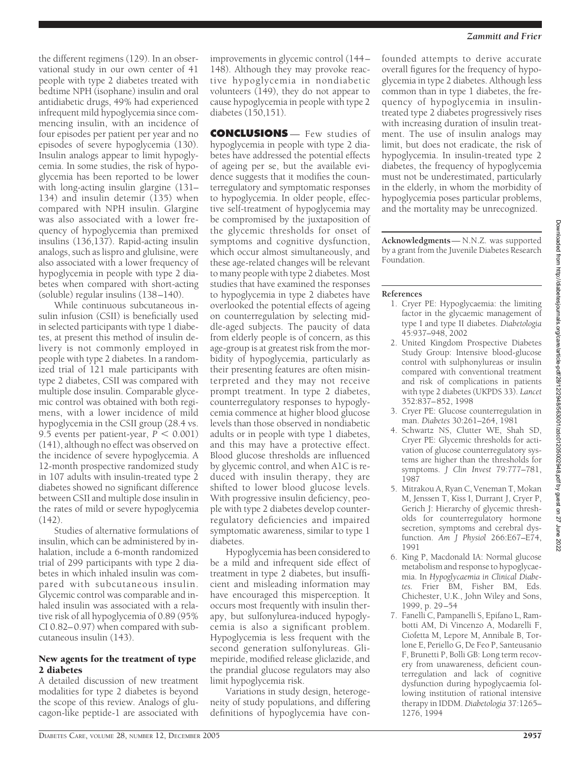the different regimens (129). In an observational study in our own center of 41 people with type 2 diabetes treated with bedtime NPH (isophane) insulin and oral antidiabetic drugs, 49% had experienced infrequent mild hypoglycemia since commencing insulin, with an incidence of four episodes per patient per year and no episodes of severe hypoglycemia (130). Insulin analogs appear to limit hypoglycemia. In some studies, the risk of hypoglycemia has been reported to be lower with long-acting insulin glargine (131–134) and insulin detemir (135) when compared with NPH insulin. Glargine was also associated with a lower frequency of hypoglycemia than premixed insulins (136,137). Rapid-acting insulin analogs, such as lispro and glulisine, were also associated with a lower frequency of hypoglycemia in people with type 2 diabetes when compared with short-acting (soluble) regular insulins (138–140).

While continuous subcutaneous insulin infusion (CSII) is beneficially used in selected participants with type 1 diabetes, at present this method of insulin delivery is not commonly employed in people with type 2 diabetes. In a randomized trial of 121 male participants with type 2 diabetes, CSII was compared with multiple dose insulin. Comparable glycemic control was obtained with both regimens, with a lower incidence of mild hypoglycemia in the CSII group (28.4 vs. 9.5 events per patient-year, $P < 0.001$) (141), although no effect was observed on the incidence of severe hypoglycemia. A 12-month prospective randomized study in 107 adults with insulin-treated type 2 diabetes showed no significant difference between CSII and multiple dose insulin in the rates of mild or severe hypoglycemia (142).

Studies of alternative formulations of insulin, which can be administered by inhalation, include a 6-month randomized trial of 299 participants with type 2 diabetes in which inhaled insulin was compared with subcutaneous insulin. Glycemic control was comparable and inhaled insulin was associated with a relative risk of all hypoglycemia of 0.89 (95% CI 0.82–0.97) when compared with subcutaneous insulin (143).

### New agents for the treatment of type 2 diabetes

A detailed discussion of new treatment modalities for type 2 diabetes is beyond the scope of this review. Analogs of glucagon-like peptide-1 are associated with improvements in glycemic control (144–148). Although they may provoke reactive hypoglycemia in nondiabetic volunteers (149), they do not appear to cause hypoglycemia in people with type 2 diabetes (150,151).

## CONCLUSIONS

Few studies of hypoglycemia in people with type 2 diabetes have addressed the potential effects of ageing per se, but the available evidence suggests that it modifies the counterregulatory and symptomatic responses to hypoglycemia. In older people, effective self-treatment of hypoglycemia may be compromised by the juxtaposition of the glycemic thresholds for onset of symptoms and cognitive dysfunction, which occur almost simultaneously, and these age-related changes will be relevant to many people with type 2 diabetes. Most studies that have examined the responses to hypoglycemia in type 2 diabetes have overlooked the potential effects of ageing on counterregulation by selecting middle-aged subjects. The paucity of data from elderly people is of concern, as this age-group is at greatest risk from the morbidity of hypoglycemia, particularly as their presenting features are often misinterpreted and they may not receive prompt treatment. In type 2 diabetes, counterregulatory responses to hypoglycemia commence at higher blood glucose levels than those observed in nondiabetic adults or in people with type 1 diabetes, and this may have a protective effect. Blood glucose thresholds are influenced by glycemic control, and when A1C is reduced with insulin therapy, they are shifted to lower blood glucose levels. With progressive insulin deficiency, people with type 2 diabetes develop counterregulatory deficiencies and impaired symptomatic awareness, similar to type 1 diabetes.

Hypoglycemia has been considered to be a mild and infrequent side effect of treatment in type 2 diabetes, but insufficient and misleading information may have encouraged this misperception. It occurs most frequently with insulin therapy, but sulfonylurea-induced hypoglycemia is also a significant problem. Hypoglycemia is less frequent with the second generation sulfonylureas. Glimepiride, modified release gliclazide, and the prandial glucose regulators may also limit hypoglycemia risk.

Variations in study design, heterogeneity of study populations, and differing definitions of hypoglycemia have confounded attempts to derive accurate overall figures for the frequency of hypoglycemia in type 2 diabetes. Although less common than in type 1 diabetes, the frequency of hypoglycemia in insulin-treated type 2 diabetes progressively rises with increasing duration of insulin treatment. The use of insulin analogs may limit, but does not eradicate, the risk of hypoglycemia. In insulin-treated type 2 diabetes, the frequency of hypoglycemia must not be underestimated, particularly in the elderly, in whom the morbidity of hypoglycemia poses particular problems, and the mortality may be unrecognized.

**Acknowledgments** — N.N.Z. was supported by a grant from the Juvenile Diabetes Research Foundation.

### References

1. Cryer PE: Hypoglycaemia: the limiting factor in the glycaemic management of type I and type II diabetes. *Diabetologia* 45:937–948, 2002
2. United Kingdom Prospective Diabetes Study Group: Intensive blood-glucose control with sulphonylureas or insulin compared with conventional treatment and risk of complications in patients with type 2 diabetes (UKPDS 33). *Lancet* 352:837–852, 1998
3. Cryer PE: Glucose counterregulation in man. *Diabetes* 30:261–264, 1981
4. Schwartz NS, Clutter WE, Shah SD, Cryer PE: Glycemic thresholds for activation of glucose counterregulatory systems are higher than the thresholds for symptoms. *J Clin Invest* 79:777–781, 1987
5. Mitrakou A, Ryan C, Veneman T, Mokan M, Jenssen T, Kiss I, Durrant J, Cryer P, Gerich J: Hierarchy of glycemic thresholds for counterregulatory hormone secretion, symptoms and cerebral dysfunction. *Am J Physiol* 266:E67–E74, 1991
6. King P, Macdonald IA: Normal glucose metabolism and response to hypoglycaemia. In *Hypoglycaemia in Clinical Diabetes.* Frier BM, Fisher BM, Eds. Chichester, U.K., John Wiley and Sons, 1999, p. 29–54
7. Fanelli C, Pampanelli S, Epifano L, Rambotti AM, Di Vincenzo A, Modarelli F, Ciofetta M, Lepore M, Annibale B, Torlone E, Periello G, De Feo P, Santeusanio F, Brunetti P, Bolli GB: Long term recovery from unawareness, deficient counterregulation and lack of cognitive dysfunction during hypoglycaemia following institution of rational intensive therapy in IDDM. *Diabetologia* 37:1265–1276, 1994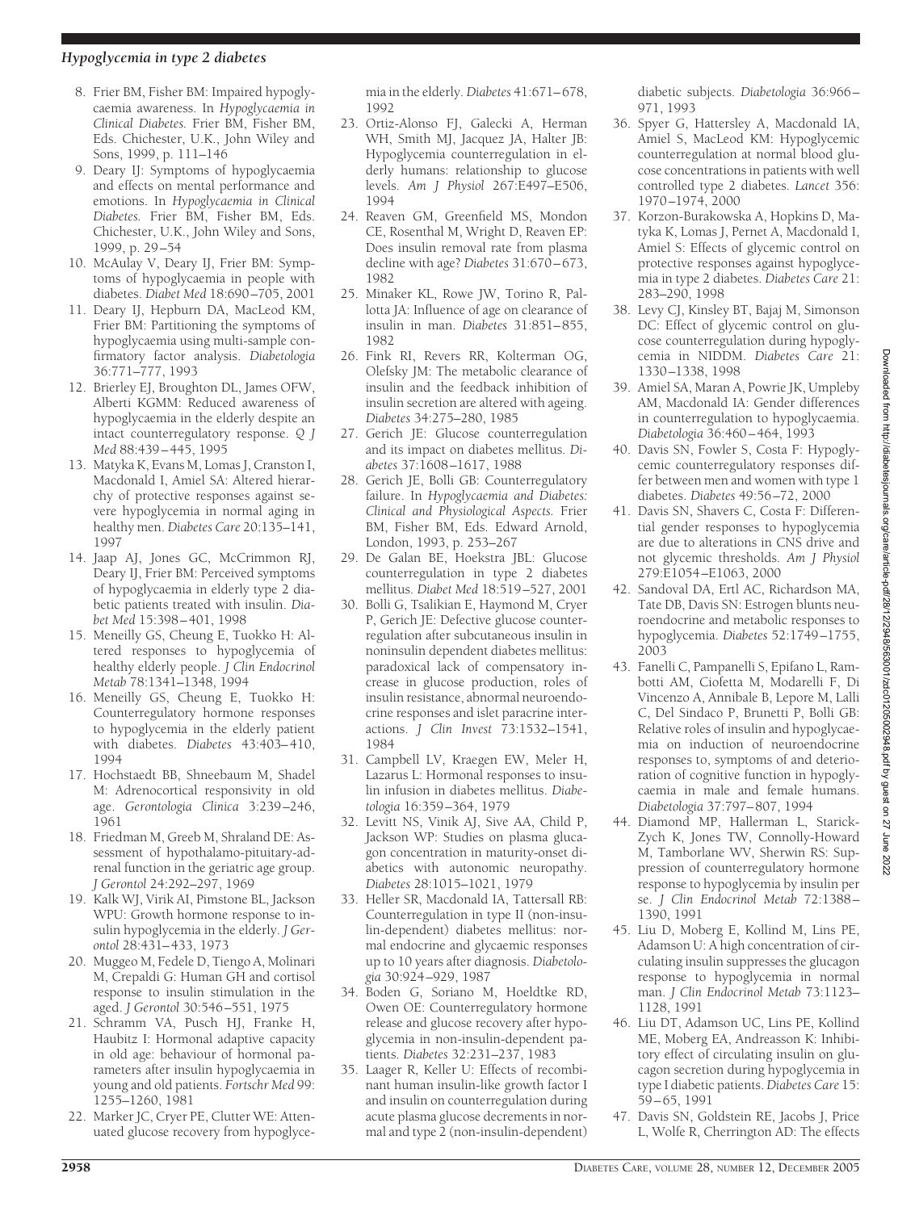8. Frier BM, Fisher BM: Impaired hypoglycaemia awareness. In *Hypoglycaemia in Clinical Diabetes*. Frier BM, Fisher BM, Eds. Chichester, U.K., John Wiley and Sons, 1999, p. 111–146
9. Deary IJ: Symptoms of hypoglycaemia and effects on mental performance and emotions. In *Hypoglycaemia in Clinical Diabetes*. Frier BM, Fisher BM, Eds. Chichester, U.K., John Wiley and Sons, 1999, p. 29–54
10. McAulay V, Deary IJ, Frier BM: Symptoms of hypoglycaemia in people with diabetes. *Diabet Med* 18:690–705, 2001
11. Deary IJ, Hepburn DA, MacLeod KM, Frier BM: Partitioning the symptoms of hypoglycaemia using multi-sample confirmatory factor analysis. *Diabetologia* 36:771–777, 1993
12. Brierley EJ, Broughton DL, James OFW, Alberti KGMM: Reduced awareness of hypoglycaemia in the elderly despite an intact counterregulatory response. *Q J Med* 88:439–445, 1995
13. Matyka K, Evans M, Lomas J, Cranston I, Macdonald I, Amiel SA: Altered hierarchy of protective responses against severe hypoglycemia in normal aging in healthy men. *Diabetes Care* 20:135–141, 1997
14. Jaap AJ, Jones GC, McCrimmon RJ, Deary IJ, Frier BM: Perceived symptoms of hypoglycaemia in elderly type 2 diabetic patients treated with insulin. *Diabet Med* 15:398–401, 1998
15. Meneilly GS, Cheung E, Tuokko H: Altered responses to hypoglycemia of healthy elderly people. *J Clin Endocrinol Metab* 78:1341–1348, 1994
16. Meneilly GS, Cheung E, Tuokko H: Counterregulatory hormone responses to hypoglycemia in the elderly patient with diabetes. *Diabetes* 43:403–410, 1994
17. Hochstaedt BB, Shneebaum M, Shadel M: Adrenocortical responsivity in old age. *Gerontologia Clinica* 3:239–246, 1961
18. Friedman M, Greeb M, Shraland DE: Assessment of hypothalamo-pituitary-adrenal function in the geriatric age group. *J Gerontol* 24:292–297, 1969
19. Kalk WJ, Virik AI, Pimstone BL, Jackson WPU: Growth hormone response to insulin hypoglycemia in the elderly. *J Gerontol* 28:431–433, 1973
20. Muggeo M, Fedele D, Tiengo A, Molinari M, Crepaldi G: Human GH and cortisol response to insulin stimulation in the aged. *J Gerontol* 30:546–551, 1975
21. Schramm VA, Pusch HJ, Franke H, Haubitz I: Hormonal adaptive capacity in old age: behaviour of hormonal parameters after insulin hypoglycaemia in young and old patients. *Fortschr Med* 99: 1255–1260, 1981
22. Marker JC, Cryer PE, Clutter WE: Attenuated glucose recovery from hypoglycemia in the elderly. *Diabetes* 41:671–678, 1992
23. Ortiz-Alonso FJ, Galecki A, Herman WH, Smith MJ, Jacquez JA, Halter JB: Hypoglycemia counterregulation in elderly humans: relationship to glucose levels. *Am J Physiol* 267:E497–E506, 1994
24. Reaven GM, Greenfield MS, Mondon CE, Rosenthal M, Wright D, Reaven EP: Does insulin removal rate from plasma decline with age? *Diabetes* 31:670–673, 1982
25. Minaker KL, Rowe JW, Torino R, Pallotta JA: Influence of age on clearance of insulin in man. *Diabetes* 31:851–855, 1982
26. Fink RI, Revers RR, Kolterman OG, Olefsky JM: The metabolic clearance of insulin and the feedback inhibition of insulin secretion are altered with ageing. *Diabetes* 34:275–280, 1985
27. Gerich JE: Glucose counterregulation and its impact on diabetes mellitus. *Diabetes* 37:1608–1617, 1988
28. Gerich JE, Bolli GB: Counterregulatory failure. In *Hypoglycaemia and Diabetes: Clinical and Physiological Aspects*. Frier BM, Fisher BM, Eds. Edward Arnold, London, 1993, p. 253–267
29. De Galan BE, Hoekstra JBL: Glucose counterregulation in type 2 diabetes mellitus. *Diabet Med* 18:519–527, 2001
30. Bolli G, Tsalikian E, Haymond M, Cryer P, Gerich JE: Defective glucose counterregulation after subcutaneous insulin in noninsulin dependent diabetes mellitus: paradoxical lack of compensatory increase in glucose production, roles of insulin resistance, abnormal neuroendocrine responses and islet paracrine interactions. *J Clin Invest* 73:1532–1541, 1984
31. Campbell LV, Kraegen EW, Meler H, Lazarus L: Hormonal responses to insulin infusion in diabetes mellitus. *Diabetologia* 16:359–364, 1979
32. Levitt NS, Vinik AJ, Sive AA, Child P, Jackson WP: Studies on plasma glucagon concentration in maturity-onset diabetics with autonomic neuropathy. *Diabetes* 28:1015–1021, 1979
33. Heller SR, Macdonald IA, Tattersall RB: Counterregulation in type II (non-insulin-dependent) diabetes mellitus: normal endocrine and glycaemic responses up to 10 years after diagnosis. *Diabetologia* 30:924–929, 1987
34. Boden G, Soriano M, Hoeldtke RD, Owen OE: Counterregulatory hormone release and glucose recovery after hypoglycemia in non-insulin-dependent patients. *Diabetes* 32:231–237, 1983
35. Laager R, Keller U: Effects of recombinant human insulin-like growth factor I and insulin on counterregulation during acute plasma glucose decrements in normal and type 2 (non-insulin-dependent) diabetic subjects. *Diabetologia* 36:966–971, 1993
36. Spyer G, Hattersley A, Macdonald IA, Amiel S, MacLeod KM: Hypoglycemic counterregulation at normal blood glucose concentrations in patients with well controlled type 2 diabetes. *Lancet* 356: 1970–1974, 2000
37. Korzon-Burakowska A, Hopkins D, Matyka K, Lomas J, Pernet A, Macdonald I, Amiel S: Effects of glycemic control on protective responses against hypoglycemia in type 2 diabetes. *Diabetes Care* 21: 283–290, 1998
38. Levy CJ, Kinsley BT, Bajaj M, Simonson DC: Effect of glycemic control on glucose counterregulation during hypoglycemia in NIDDM. *Diabetes Care* 21: 1330–1338, 1998
39. Amiel SA, Maran A, Powrie JK, Umpleby AM, Macdonald IA: Gender differences in counterregulation to hypoglycaemia. *Diabetologia* 36:460–464, 1993
40. Davis SN, Fowler S, Costa F: Hypoglycemic counterregulatory responses differ between men and women with type 1 diabetes. *Diabetes* 49:56–72, 2000
41. Davis SN, Shavers C, Costa F: Differential gender responses to hypoglycemia are due to alterations in CNS drive and not glycemic thresholds. *Am J Physiol* 279:E1054–E1063, 2000
42. Sandoval DA, Ertl AC, Richardson MA, Tate DB, Davis SN: Estrogen blunts neuroendocrine and metabolic responses to hypoglycemia. *Diabetes* 52:1749–1755, 2003
43. Fanelli C, Pampanelli S, Epifano L, Rambotti AM, Ciofetta M, Modarelli F, Di Vincenzo A, Annibale B, Lepore M, Lalli C, Del Sindaco P, Brunetti P, Bolli GB: Relative roles of insulin and hypoglycaemia on induction of neuroendocrine responses to, symptoms of and deterioration of cognitive function in hypoglycaemia in male and female humans. *Diabetologia* 37:797–807, 1994
44. Diamond MP, Hallerman L, Starick-Zych K, Jones TW, Connolly-Howard M, Tamborlane WV, Sherwin RS: Suppression of counterregulatory hormone response to hypoglycemia by insulin per se. *J Clin Endocrinol Metab* 72:1388–1390, 1991
45. Liu D, Moberg E, Kollind M, Lins PE, Adamson U: A high concentration of circulating insulin suppresses the glucagon response to hypoglycemia in normal man. *J Clin Endocrinol Metab* 73:1123–1128, 1991
46. Liu DT, Adamson UC, Lins PE, Kollind ME, Moberg EA, Andreasson K: Inhibitory effect of circulating insulin on glucagon secretion during hypoglycemia in type I diabetic patients. *Diabetes Care* 15: 59–65, 1991
47. Davis SN, Goldstein RE, Jacobs J, Price L, Wolfe R, Cherrington AD: The effects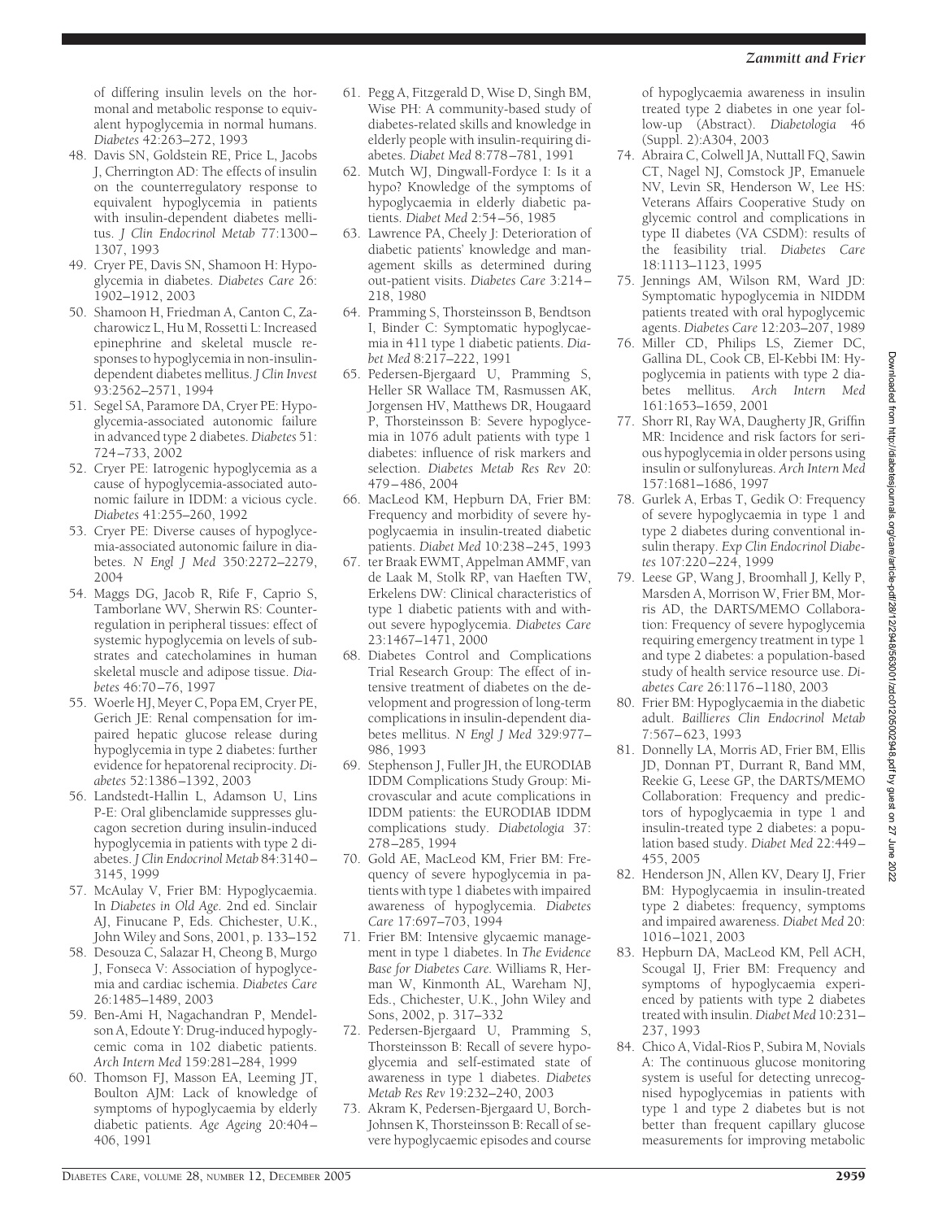of differing insulin levels on the hormonal and metabolic response to equivalent hypoglycemia in normal humans. *Diabetes* 42:263–272, 1993

48. Davis SN, Goldstein RE, Price L, Jacobs J, Cherrington AD: The effects of insulin on the counterregulatory response to equivalent hypoglycemia in patients with insulin-dependent diabetes mellitus. *J Clin Endocrinol Metab* 77:1300–1307, 1993
49. Cryer PE, Davis SN, Shamoon H: Hypoglycemia in diabetes. *Diabetes Care* 26: 1902–1912, 2003
50. Shamoon H, Friedman A, Canton C, Zacharowicz L, Hu M, Rossetti L: Increased epinephrine and skeletal muscle responses to hypoglycemia in non-insulin-dependent diabetes mellitus. *J Clin Invest* 93:2562–2571, 1994
51. Segel SA, Paramore DA, Cryer PE: Hypoglycemia-associated autonomic failure in advanced type 2 diabetes. *Diabetes* 51: 724–733, 2002
52. Cryer PE: Iatrogenic hypoglycemia as a cause of hypoglycemia-associated autonomic failure in IDDM: a vicious cycle. *Diabetes* 41:255–260, 1992
53. Cryer PE: Diverse causes of hypoglycemia-associated autonomic failure in diabetes. *N Engl J Med* 350:2272–2279, 2004
54. Maggs DG, Jacob R, Rife F, Caprio S, Tamborlane WV, Sherwin RS: Counterregulation in peripheral tissues: effect of systemic hypoglycemia on levels of substrates and catecholamines in human skeletal muscle and adipose tissue. *Diabetes* 46:70–76, 1997
55. Woerle HJ, Meyer C, Popa EM, Cryer PE, Gerich JE: Renal compensation for impaired hepatic glucose release during hypoglycemia in type 2 diabetes: further evidence for hepatorenal reciprocity. *Diabetes* 52:1386–1392, 2003
56. Landstedt-Hallin L, Adamson U, Lins P-E: Oral glibenclamide suppresses glucagon secretion during insulin-induced hypoglycemia in patients with type 2 diabetes. *J Clin Endocrinol Metab* 84:3140–3145, 1999
57. McAulay V, Frier BM: Hypoglycaemia. In *Diabetes in Old Age*. 2nd ed. Sinclair AJ, Finucane P, Eds. Chichester, U.K., John Wiley and Sons, 2001, p. 133–152
58. Desouza C, Salazar H, Cheong B, Murgo J, Fonseca V: Association of hypoglycemia and cardiac ischemia. *Diabetes Care* 26:1485–1489, 2003
59. Ben-Ami H, Nagachandran P, Mendelson A, Edoute Y: Drug-induced hypoglycemic coma in 102 diabetic patients. *Arch Intern Med* 159:281–284, 1999
60. Thomson FJ, Masson EA, Leeming JT, Boulton AJM: Lack of knowledge of symptoms of hypoglycaemia by elderly diabetic patients. *Age Ageing* 20:404–406, 1991
61. Pegg A, Fitzgerald D, Wise D, Singh BM, Wise PH: A community-based study of diabetes-related skills and knowledge in elderly people with insulin-requiring diabetes. *Diabet Med* 8:778–781, 1991
62. Mutch WJ, Dingwall-Fordyce I: Is it a hypo? Knowledge of the symptoms of hypoglycaemia in elderly diabetic patients. *Diabet Med* 2:54–56, 1985
63. Lawrence PA, Cheely J: Deterioration of diabetic patients' knowledge and management skills as determined during out-patient visits. *Diabetes Care* 3:214–218, 1980
64. Pramming S, Thorsteinsson B, Bendtson I, Binder C: Symptomatic hypoglycaemia in 411 type 1 diabetic patients. *Diabet Med* 8:217–222, 1991
65. Pedersen-Bjergaard U, Pramming S, Heller SR Wallace TM, Rasmussen AK, Jorgensen HV, Matthews DR, Hougaard P, Thorsteinsson B: Severe hypoglycemia in 1076 adult patients with type 1 diabetes: influence of risk markers and selection. *Diabetes Metab Res Rev* 20: 479–486, 2004
66. MacLeod KM, Hepburn DA, Frier BM: Frequency and morbidity of severe hypoglycaemia in insulin-treated diabetic patients. *Diabet Med* 10:238–245, 1993
67. ter Braak EWMT, Appelman AMMF, van de Laak M, Stolk RP, van Haeften TW, Erkelens DW: Clinical characteristics of type 1 diabetic patients with and without severe hypoglycemia. *Diabetes Care* 23:1467–1471, 2000
68. Diabetes Control and Complications Trial Research Group: The effect of intensive treatment of diabetes on the development and progression of long-term complications in insulin-dependent diabetes mellitus. *N Engl J Med* 329:977–986, 1993
69. Stephenson J, Fuller JH, the EURODIAB IDDM Complications Study Group: Microvascular and acute complications in IDDM patients: the EURODIAB IDDM complications study. *Diabetologia* 37: 278–285, 1994
70. Gold AE, MacLeod KM, Frier BM: Frequency of severe hypoglycemia in patients with type 1 diabetes with impaired awareness of hypoglycemia. *Diabetes Care* 17:697–703, 1994
71. Frier BM: Intensive glycaemic management in type 1 diabetes. In *The Evidence Base for Diabetes Care*. Williams R, Herman W, Kinmonth AL, Wareham NJ, Eds., Chichester, U.K., John Wiley and Sons, 2002, p. 317–332
72. Pedersen-Bjergaard U, Pramming S, Thorsteinsson B: Recall of severe hypoglycemia and self-estimated state of awareness in type 1 diabetes. *Diabetes Metab Res Rev* 19:232–240, 2003
73. Akram K, Pedersen-Bjergaard U, Borch-Johnsen K, Thorsteinsson B: Recall of severe hypoglycaemic episodes and course of hypoglycaemia awareness in insulin treated type 2 diabetes in one year follow-up (Abstract). *Diabetologia* 46 (Suppl. 2):A304, 2003
74. Abraira C, Colwell JA, Nuttall FQ, Sawin CT, Nagel NJ, Comstock JP, Emanuele NV, Levin SR, Henderson W, Lee HS: Veterans Affairs Cooperative Study on glycemic control and complications in type II diabetes (VA CSDM): results of the feasibility trial. *Diabetes Care* 18:1113–1123, 1995
75. Jennings AM, Wilson RM, Ward JD: Symptomatic hypoglycemia in NIDDM patients treated with oral hypoglycemic agents. *Diabetes Care* 12:203–207, 1989
76. Miller CD, Philips LS, Ziemer DC, Gallina DL, Cook CB, El-Kebbi IM: Hypoglycemia in patients with type 2 diabetes mellitus. *Arch Intern Med* 161:1653–1659, 2001
77. Shorr RI, Ray WA, Daugherty JR, Griffin MR: Incidence and risk factors for serious hypoglycemia in older persons using insulin or sulfonylureas. *Arch Intern Med* 157:1681–1686, 1997
78. Gurlek A, Erbas T, Gedik O: Frequency of severe hypoglycaemia in type 1 and type 2 diabetes during conventional insulin therapy. *Exp Clin Endocrinol Diabetes* 107:220–224, 1999
79. Leese GP, Wang J, Broomhall J, Kelly P, Marsden A, Morrison W, Frier BM, Morris AD, the DARTS/MEMO Collaboration: Frequency of severe hypoglycemia requiring emergency treatment in type 1 and type 2 diabetes: a population-based study of health service resource use. *Diabetes Care* 26:1176–1180, 2003
80. Frier BM: Hypoglycaemia in the diabetic adult. *Baillieres Clin Endocrinol Metab* 7:567–623, 1993
81. Donnelly LA, Morris AD, Frier BM, Ellis JD, Donnan PT, Durrant R, Band MM, Reekie G, Leese GP, the DARTS/MEMO Collaboration: Frequency and predictors of hypoglycaemia in type 1 and insulin-treated type 2 diabetes: a population based study. *Diabet Med* 22:449–455, 2005
82. Henderson JN, Allen KV, Deary IJ, Frier BM: Hypoglycaemia in insulin-treated type 2 diabetes: frequency, symptoms and impaired awareness. *Diabet Med* 20: 1016–1021, 2003
83. Hepburn DA, MacLeod KM, Pell ACH, Scougal IJ, Frier BM: Frequency and symptoms of hypoglycaemia experienced by patients with type 2 diabetes treated with insulin. *Diabet Med* 10:231–237, 1993
84. Chico A, Vidal-Rios P, Subira M, Novials A: The continuous glucose monitoring system is useful for detecting unrecognised hypoglycemias in patients with type 1 and type 2 diabetes but is not better than frequent capillary glucose measurements for improving metabolic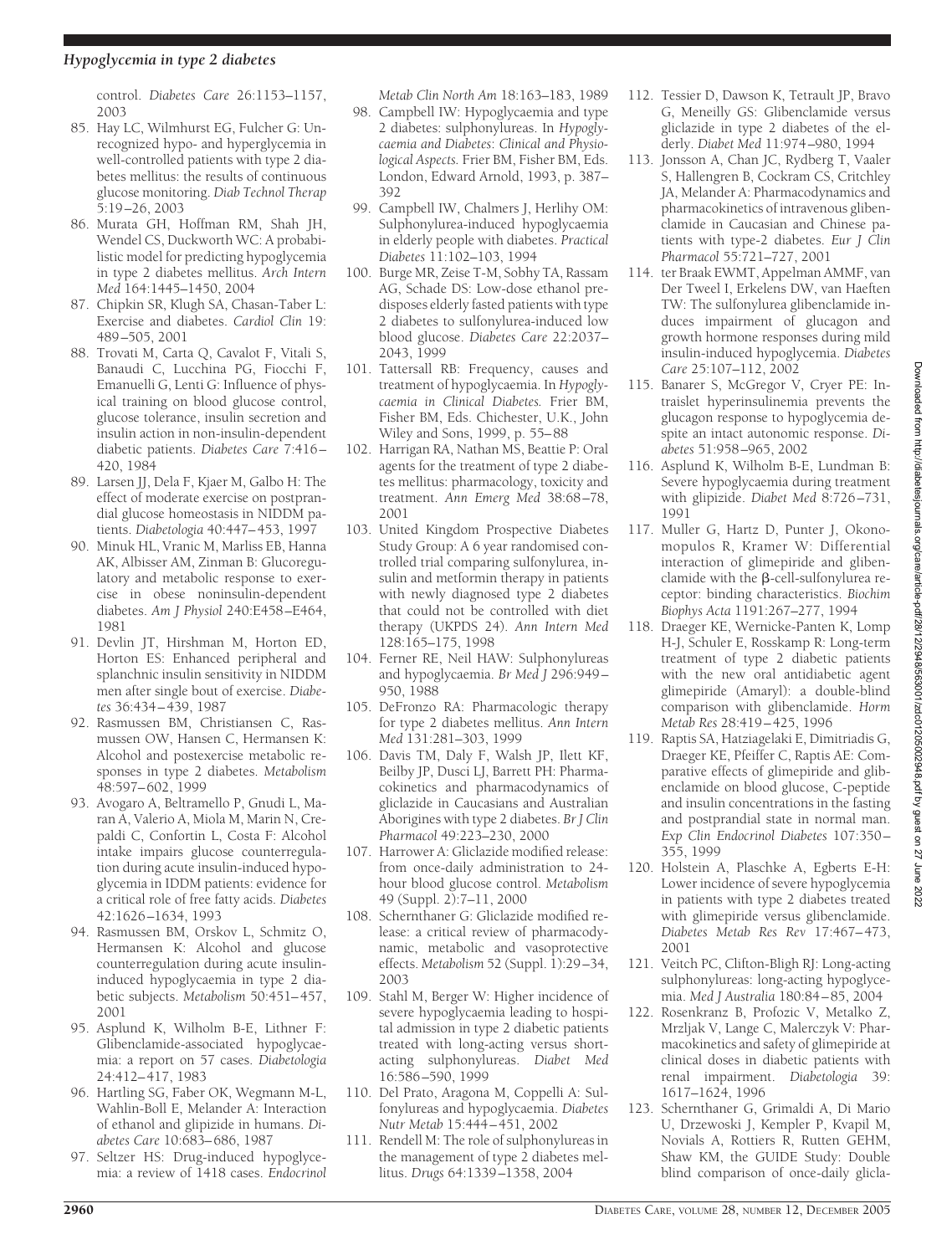control. *Diabetes Care* 26:1153–1157, 2003

85. Hay LC, Wilmhurst EG, Fulcher G: Unrecognized hypo- and hyperglycemia in well-controlled patients with type 2 diabetes mellitus: the results of continuous glucose monitoring. *Diab Technol Therap* 5:19–26, 2003
86. Murata GH, Hoffman RM, Shah JH, Wendel CS, Duckworth WC: A probabilistic model for predicting hypoglycemia in type 2 diabetes mellitus. *Arch Intern Med* 164:1445–1450, 2004
87. Chipkin SR, Klugh SA, Chasan-Taber L: Exercise and diabetes. *Cardiol Clin* 19: 489–505, 2001
88. Trovati M, Carta Q, Cavalot F, Vitali S, Banaudi C, Lucchina PG, Fiocchi F, Emanuelli G, Lenti G: Influence of physical training on blood glucose control, glucose tolerance, insulin secretion and insulin action in non-insulin-dependent diabetic patients. *Diabetes Care* 7:416–420, 1984
89. Larsen JJ, Dela F, Kjaer M, Galbo H: The effect of moderate exercise on postprandial glucose homeostasis in NIDDM patients. *Diabetologia* 40:447–453, 1997
90. Minuk HL, Vranic M, Marliss EB, Hanna AK, Albisser AM, Zinman B: Glucoregulatory and metabolic response to exercise in obese noninsulin-dependent diabetes. *Am J Physiol* 240:E458–E464, 1981
91. Devlin JT, Hirshman M, Horton ED, Horton ES: Enhanced peripheral and splanchnic insulin sensitivity in NIDDM men after single bout of exercise. *Diabetes* 36:434–439, 1987
92. Rasmussen BM, Christiansen C, Rasmussen OW, Hansen C, Hermansen K: Alcohol and postexercise metabolic responses in type 2 diabetes. *Metabolism* 48:597–602, 1999
93. Avogaro A, Beltramello P, Gnudi L, Maran A, Valerio A, Miola M, Marin N, Crepaldi C, Confortin L, Costa F: Alcohol intake impairs glucose counterregulation during acute insulin-induced hypoglycemia in IDDM patients: evidence for a critical role of free fatty acids. *Diabetes* 42:1626–1634, 1993
94. Rasmussen BM, Orskov L, Schmitz O, Hermansen K: Alcohol and glucose counterregulation during acute insulin-induced hypoglycaemia in type 2 diabetic subjects. *Metabolism* 50:451–457, 2001
95. Asplund K, Wilholm B-E, Lithner F: Glibenclamide-associated hypoglycaemia: a report on 57 cases. *Diabetologia* 24:412–417, 1983
96. Hartling SG, Faber OK, Wegmann M-L, Wahlin-Boll E, Melander A: Interaction of ethanol and glipizide in humans. *Diabetes Care* 10:683–686, 1987
97. Seltzer HS: Drug-induced hypoglycemia: a review of 1418 cases. *Endocrinol Metab Clin North Am* 18:163–183, 1989
98. Campbell IW: Hypoglycaemia and type 2 diabetes: sulphonylureas. In *Hypoglycaemia and Diabetes: Clinical and Physiological Aspects.* Frier BM, Fisher BM, Eds. London, Edward Arnold, 1993, p. 387–392
99. Campbell IW, Chalmers J, Herlihy OM: Sulphonylurea-induced hypoglycaemia in elderly people with diabetes. *Practical Diabetes* 11:102–103, 1994
100. Burge MR, Zeise T-M, Sobhy TA, Rassam AG, Schade DS: Low-dose ethanol predisposes elderly fasted patients with type 2 diabetes to sulfonylurea-induced low blood glucose. *Diabetes Care* 22:2037–2043, 1999
101. Tattersall RB: Frequency, causes and treatment of hypoglycaemia. In *Hypoglycaemia in Clinical Diabetes.* Frier BM, Fisher BM, Eds. Chichester, U.K., John Wiley and Sons, 1999, p. 55–88
102. Harrigan RA, Nathan MS, Beattie P: Oral agents for the treatment of type 2 diabetes mellitus: pharmacology, toxicity and treatment. *Ann Emerg Med* 38:68–78, 2001
103. United Kingdom Prospective Diabetes Study Group: A 6 year randomised controlled trial comparing sulfonylurea, insulin and metformin therapy in patients with newly diagnosed type 2 diabetes that could not be controlled with diet therapy (UKPDS 24). *Ann Intern Med* 128:165–175, 1998
104. Ferner RE, Neil HAW: Sulphonylureas and hypoglycaemia. *Br Med J* 296:949–950, 1988
105. DeFronzo RA: Pharmacologic therapy for type 2 diabetes mellitus. *Ann Intern Med* 131:281–303, 1999
106. Davis TM, Daly F, Walsh JP, Ilett KF, Beilby JP, Dusci LJ, Barrett PH: Pharmacokinetics and pharmacodynamics of gliclazide in Caucasians and Australian Aborigines with type 2 diabetes. *Br J Clin Pharmacol* 49:223–230, 2000
107. Harrower A: Gliclazide modified release: from once-daily administration to 24-hour blood glucose control. *Metabolism* 49 (Suppl. 2):7–11, 2000
108. Schernthaner G: Gliclazide modified release: a critical review of pharmacodynamic, metabolic and vasoprotective effects. *Metabolism* 52 (Suppl. 1):29–34, 2003
109. Stahl M, Berger W: Higher incidence of severe hypoglycaemia leading to hospital admission in type 2 diabetic patients treated with long-acting versus short-acting sulphonylureas. *Diabet Med* 16:586–590, 1999
110. Del Prato, Aragona M, Coppelli A: Sulfonylureas and hypoglycaemia. *Diabetes Nutr Metab* 15:444–451, 2002
111. Rendell M: The role of sulphonylureas in the management of type 2 diabetes mellitus. *Drugs* 64:1339–1358, 2004
112. Tessier D, Dawson K, Tetrault JP, Bravo G, Meneilly GS: Glibenclamide versus gliclazide in type 2 diabetes of the elderly. *Diabet Med* 11:974–980, 1994
113. Jonsson A, Chan JC, Rydberg T, Vaaler S, Hallengren B, Cockram CS, Critchley JA, Melander A: Pharmacodynamics and pharmacokinetics of intravenous glibenclamide in Caucasian and Chinese patients with type-2 diabetes. *Eur J Clin Pharmacol* 55:721–727, 2001
114. ter Braak EWMT, Appelman AMMF, van Der Tweel I, Erkelens DW, van Haeften TW: The sulfonylurea glibenclamide induces impairment of glucagon and growth hormone responses during mild insulin-induced hypoglycemia. *Diabetes Care* 25:107–112, 2002
115. Banarer S, McGregor V, Cryer PE: Intraislet hyperinsulinemia prevents the glucagon response to hypoglycemia despite an intact autonomic response. *Diabetes* 51:958–965, 2002
116. Asplund K, Wilholm B-E, Lundman B: Severe hypoglycaemia during treatment with glipizide. *Diabet Med* 8:726–731, 1991
117. Muller G, Hartz D, Punter J, Okonomopulos R, Kramer W: Differential interaction of glimepiride and glibenclamide with the β-cell-sulfonylurea receptor: binding characteristics. *Biochim Biophys Acta* 1191:267–277, 1994
118. Draeger KE, Wernicke-Panten K, Lomp H-J, Schuler E, Rosskamp R: Long-term treatment of type 2 diabetic patients with the new oral antidiabetic agent glimepiride (Amaryl): a double-blind comparison with glibenclamide. *Horm Metab Res* 28:419–425, 1996
119. Raptis SA, Hatziagelaki E, Dimitriadis G, Draeger KE, Pfeiffer C, Raptis AE: Comparative effects of glimepiride and glibenclamide on blood glucose, C-peptide and insulin concentrations in the fasting and postprandial state in normal man. *Exp Clin Endocrinol Diabetes* 107:350–355, 1999
120. Holstein A, Plaschke A, Egberts E-H: Lower incidence of severe hypoglycemia in patients with type 2 diabetes treated with glimepiride versus glibenclamide. *Diabetes Metab Res Rev* 17:467–473, 2001
121. Veitch PC, Clifton-Bligh RJ: Long-acting sulphonylureas: long-acting hypoglycemia. *Med J Australia* 180:84–85, 2004
122. Rosenkranz B, Profozic V, Metalko Z, Mrzljak V, Lange C, Malerczyk V: Pharmacokinetics and safety of glimepiride at clinical doses in diabetic patients with renal impairment. *Diabetologia* 39: 1617–1624, 1996
123. Schernthaner G, Grimaldi A, Di Mario U, Drzewoski J, Kempler P, Kvapil M, Novials A, Rottiers R, Rutten GEHM, Shaw KM, the GUIDE Study: Double blind comparison of once-daily glicla-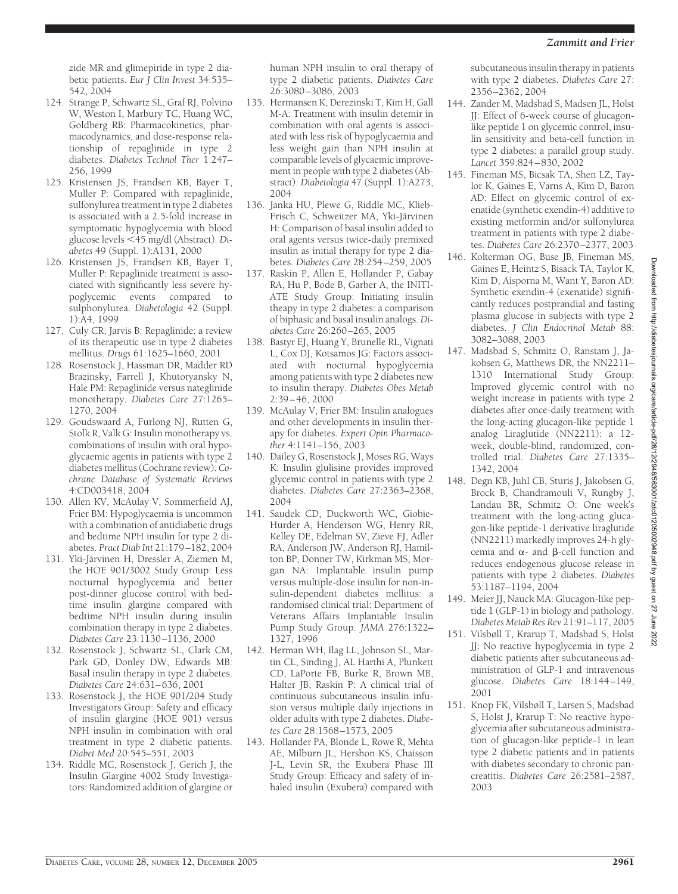zide MR and glimepiride in type 2 diabetic patients. *Eur J Clin Invest* 34:535–542, 2004

124. Strange P, Schwartz SL, Graf RJ, Polvino W, Weston I, Marbury TC, Huang WC, Goldberg RB: Pharmacokinetics, pharmacodynamics, and dose-response relationship of repaglinide in type 2 diabetes. *Diabetes Technol Ther* 1:247–256, 1999
125. Kristensen JS, Frandsen KB, Bayer T, Muller P: Compared with repaglinide, sulfonylurea treatment in type 2 diabetes is associated with a 2.5-fold increase in symptomatic hypoglycemia with blood glucose levels <45 mg/dl (Abstract). *Diabetes* 49 (Suppl. 1):A131, 2000
126. Kristensen JS, Frandsen KB, Bayer T, Muller P: Repaglinide treatment is associated with significantly less severe hypoglycemic events compared to sulphonylurea. *Diabetologia* 42 (Suppl. 1):A4, 1999
127. Culy CR, Jarvis B: Repaglinide: a review of its therapeutic use in type 2 diabetes mellitus. *Drugs* 61:1625–1660, 2001
128. Rosenstock J, Hassman DR, Madder RD Brazinsky, Farrell J, Khutoryansky N, Hale PM: Repaglinide versus nateglinide monotherapy. *Diabetes Care* 27:1265–1270, 2004
129. Goudswaard A, Furlong NJ, Rutten G, Stolk R, Valk G: Insulin monotherapy vs. combinations of insulin with oral hypoglycaemic agents in patients with type 2 diabetes mellitus (Cochrane review). *Cochrane Database of Systematic Reviews* 4:CD003418, 2004
130. Allen KV, McAulay V, Sommerfield AJ, Frier BM: Hypoglycaemia is uncommon with a combination of antidiabetic drugs and bedtime NPH insulin for type 2 diabetes. *Pract Diab Int* 21:179–182, 2004
131. Yki-Järvinen H, Dressler A, Ziemen M, the HOE 901/3002 Study Group: Less nocturnal hypoglycemia and better post-dinner glucose control with bedtime insulin glargine compared with bedtime NPH insulin during insulin combination therapy in type 2 diabetes. *Diabetes Care* 23:1130–1136, 2000
132. Rosenstock J, Schwartz SL, Clark CM, Park GD, Donley DW, Edwards MB: Basal insulin therapy in type 2 diabetes. *Diabetes Care* 24:631–636, 2001
133. Rosenstock J, the HOE 901/204 Study Investigators Group: Safety and efficacy of insulin glargine (HOE 901) versus NPH insulin in combination with oral treatment in type 2 diabetic patients. *Diabet Med* 20:545–551, 2003
134. Riddle MC, Rosenstock J, Gerich J, the Insulin Glargine 4002 Study Investigators: Randomized addition of glargine or human NPH insulin to oral therapy of type 2 diabetic patients. *Diabetes Care* 26:3080–3086, 2003
135. Hermansen K, Derezinski T, Kim H, Gall M-A: Treatment with insulin detemir in combination with oral agents is associated with less risk of hypoglycaemia and less weight gain than NPH insulin at comparable levels of glycaemic improvement in people with type 2 diabetes (Abstract). *Diabetologia* 47 (Suppl. 1):A273, 2004
136. Janka HU, Plewe G, Riddle MC, Kliebe-Frisch C, Schweitzer MA, Yki-Järvinen H: Comparison of basal insulin added to oral agents versus twice-daily premixed insulin as initial therapy for type 2 diabetes. *Diabetes Care* 28:254–259, 2005
137. Raskin P, Allen E, Hollander P, Gabay RA, Hu P, Bode B, Garber A, the INITIATE Study Group: Initiating insulin theapy in type 2 diabetes: a comparison of biphasic and basal insulin analogs. *Diabetes Care* 26:260–265, 2005
138. Bastyr EJ, Huang Y, Brunelle RL, Vignati L, Cox DJ, Kotsamos JG: Factors associated with nocturnal hypoglycemia among patients with type 2 diabetes new to insulin therapy. *Diabetes Obes Metab* 2:39–46, 2000
139. McAulay V, Frier BM: Insulin analogues and other developments in insulin therapy for diabetes. *Expert Opin Pharmacother* 4:1141–156, 2003
140. Dailey G, Rosenstock J, Moses RG, Ways K: Insulin glulisine provides improved glycemic control in patients with type 2 diabetes. *Diabetes Care* 27:2363–2368, 2004
141. Saudek CD, Duckworth WC, Giobie-Hurder A, Henderson WG, Henry RR, Kelley DE, Edelman SV, Zieve FJ, Adler RA, Anderson JW, Anderson RJ, Hamilton BP, Donner TW, Kirkman MS, Morgan NA: Implantable insulin pump versus multiple-dose insulin for non-insulin-dependent diabetes mellitus: a randomised clinical trial: Department of Veterans Affairs Implantable Insulin Pump Study Group. *JAMA* 276:1322–1327, 1996
142. Herman WH, Ilag LL, Johnson SL, Martin CL, Sinding J, AL Harthi A, Plunkett CD, LaPorte FB, Burke R, Brown MB, Halter JB, Raskin P: A clinical trial of continuous subcutaneous insulin infusion versus multiple daily injections in older adults with type 2 diabetes. *Diabetes Care* 28:1568–1573, 2005
143. Hollander PA, Blonde L, Rowe R, Mehta AE, Milburn JL, Hershon KS, Chaisson J-L, Levin SR, the Exubera Phase III Study Group: Efficacy and safety of inhaled insulin (Exubera) compared with subcutaneous insulin therapy in patients with type 2 diabetes. *Diabetes Care* 27:2356–2362, 2004
144. Zander M, Madsbad S, Madsen JL, Holst JJ: Effect of 6-week course of glucagon-like peptide 1 on glycemic control, insulin sensitivity and beta-cell function in type 2 diabetes: a parallel group study. *Lancet* 359:824–830, 2002
145. Fineman MS, Bicsak TA, Shen LZ, Taylor K, Gaines E, Varns A, Kim D, Baron AD: Effect on glycemic control of exenatide (synthetic exendin-4) additive to existing metformin and/or sulfonylurea treatment in patients with type 2 diabetes. *Diabetes Care* 26:2370–2377, 2003
146. Kolterman OG, Buse JB, Fineman MS, Gaines E, Heintz S, Bisack TA, Taylor K, Kim D, Aisporna M, Want Y, Baron AD: Synthetic exendin-4 (exenatide) significantly reduces postprandial and fasting plasma glucose in subjects with type 2 diabetes. *J Clin Endocrinol Metab* 88:3082–3088, 2003
147. Madsbad S, Schmitz O, Ranstam J, Jakobsen G, Matthews DR, the NN2211–1310 International Study Group: Improved glycemic control with no weight increase in patients with type 2 diabetes after once-daily treatment with the long-acting glucagon-like peptide 1 analog Liraglutide (NN2211): a 12-week, double-blind, randomized, controlled trial. *Diabetes Care* 27:1335–1342, 2004
148. Degn KB, Juhl CB, Sturis J, Jakobsen G, Brock B, Chandramouli V, Rungby J, Landau BR, Schmitz O: One week's treatment with the long-acting glucagon-like peptide-1 derivative liraglutide (NN2211) markedly improves 24-h glycemia and α- and β-cell function and reduces endogenous glucose release in patients with type 2 diabetes. *Diabetes* 53:1187–1194, 2004
149. Meier JJ, Nauck MA: Glucagon-like peptide 1 (GLP-1) in biology and pathology. *Diabetes Metab Res Rev* 21:91–117, 2005
151. Vilsbøll T, Krarup T, Madsbad S, Holst JJ: No reactive hypoglycemia in type 2 diabetic patients after subcutaneous administration of GLP-1 and intravenous glucose. *Diabetes Care* 18:144–149, 2001
151. Knop FK, Vilsbøll T, Larsen S, Madsbad S, Holst J, Krarup T: No reactive hypoglycemia after subcutaneous administration of glucagon-like peptide-1 in lean type 2 diabetic patients and in patients with diabetes secondary to chronic pancreatitis. *Diabetes Care* 26:2581–2587, 2003